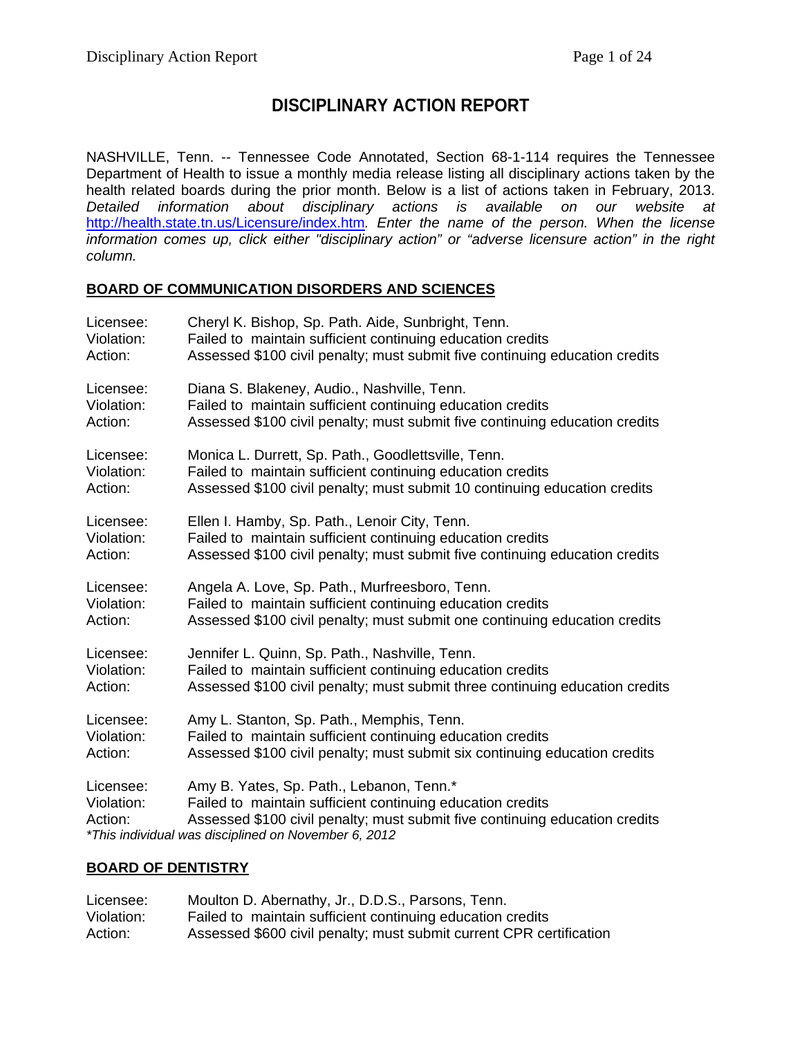# DISCIPLINARY ACTION REPORT

NASHVILLE, Tenn. -- Tennessee Code Annotated, Section 68-1-114 requires the Tennessee Department of Health to issue a monthly media release listing all disciplinary actions taken by the health related boards during the prior month. Below is a list of actions taken in February, 2013. *Detailed information about disciplinary actions is available on our website at* http://health.state.tn.us/Licensure/index.htm*. Enter the name of the person. When the license information comes up, click either "disciplinary action" or "adverse licensure action" in the right column.*

## BOARD OF COMMUNICATION DISORDERS AND SCIENCES

Licensee: Cheryl K. Bishop, Sp. Path. Aide, Sunbright, Tenn.
Violation: Failed to maintain sufficient continuing education credits
Action: Assessed $100 civil penalty; must submit five continuing education credits

Licensee: Diana S. Blakeney, Audio., Nashville, Tenn.
Violation: Failed to maintain sufficient continuing education credits
Action: Assessed $100 civil penalty; must submit five continuing education credits

Licensee: Monica L. Durrett, Sp. Path., Goodlettsville, Tenn.
Violation: Failed to maintain sufficient continuing education credits
Action: Assessed $100 civil penalty; must submit 10 continuing education credits

Licensee: Ellen I. Hamby, Sp. Path., Lenoir City, Tenn.
Violation: Failed to maintain sufficient continuing education credits
Action: Assessed $100 civil penalty; must submit five continuing education credits

Licensee: Angela A. Love, Sp. Path., Murfreesboro, Tenn.
Violation: Failed to maintain sufficient continuing education credits
Action: Assessed $100 civil penalty; must submit one continuing education credits

Licensee: Jennifer L. Quinn, Sp. Path., Nashville, Tenn.
Violation: Failed to maintain sufficient continuing education credits
Action: Assessed $100 civil penalty; must submit three continuing education credits

Licensee: Amy L. Stanton, Sp. Path., Memphis, Tenn.
Violation: Failed to maintain sufficient continuing education credits
Action: Assessed $100 civil penalty; must submit six continuing education credits

Licensee: Amy B. Yates, Sp. Path., Lebanon, Tenn.*
Violation: Failed to maintain sufficient continuing education credits
Action: Assessed $100 civil penalty; must submit five continuing education credits
*\*This individual was disciplined on November 6, 2012*

## BOARD OF DENTISTRY

Licensee: Moulton D. Abernathy, Jr., D.D.S., Parsons, Tenn.
Violation: Failed to maintain sufficient continuing education credits
Action: Assessed $600 civil penalty; must submit current CPR certification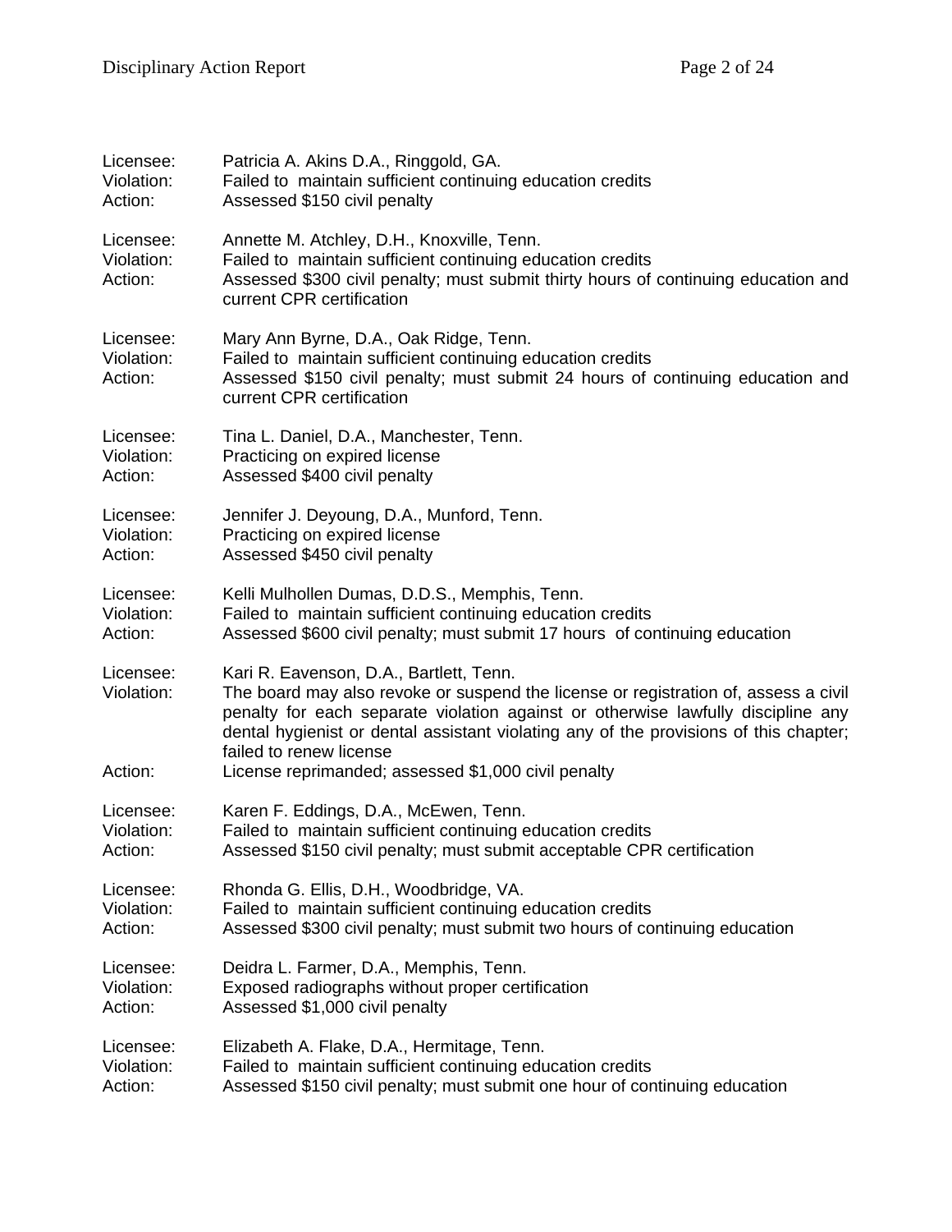Licensee: Patricia A. Akins D.A., Ringgold, GA.
Violation: Failed to maintain sufficient continuing education credits
Action: Assessed $150 civil penalty

Licensee: Annette M. Atchley, D.H., Knoxville, Tenn.
Violation: Failed to maintain sufficient continuing education credits
Action: Assessed $300 civil penalty; must submit thirty hours of continuing education and current CPR certification

Licensee: Mary Ann Byrne, D.A., Oak Ridge, Tenn.
Violation: Failed to maintain sufficient continuing education credits
Action: Assessed $150 civil penalty; must submit 24 hours of continuing education and current CPR certification

Licensee: Tina L. Daniel, D.A., Manchester, Tenn.
Violation: Practicing on expired license
Action: Assessed $400 civil penalty

Licensee: Jennifer J. Deyoung, D.A., Munford, Tenn.
Violation: Practicing on expired license
Action: Assessed $450 civil penalty

Licensee: Kelli Mulhollen Dumas, D.D.S., Memphis, Tenn.
Violation: Failed to maintain sufficient continuing education credits
Action: Assessed $600 civil penalty; must submit 17 hours of continuing education

Licensee: Kari R. Eavenson, D.A., Bartlett, Tenn.
Violation: The board may also revoke or suspend the license or registration of, assess a civil penalty for each separate violation against or otherwise lawfully discipline any dental hygienist or dental assistant violating any of the provisions of this chapter; failed to renew license
Action: License reprimanded; assessed $1,000 civil penalty

Licensee: Karen F. Eddings, D.A., McEwen, Tenn.
Violation: Failed to maintain sufficient continuing education credits
Action: Assessed $150 civil penalty; must submit acceptable CPR certification

Licensee: Rhonda G. Ellis, D.H., Woodbridge, VA.
Violation: Failed to maintain sufficient continuing education credits
Action: Assessed $300 civil penalty; must submit two hours of continuing education

Licensee: Deidra L. Farmer, D.A., Memphis, Tenn.
Violation: Exposed radiographs without proper certification
Action: Assessed $1,000 civil penalty

Licensee: Elizabeth A. Flake, D.A., Hermitage, Tenn.
Violation: Failed to maintain sufficient continuing education credits
Action: Assessed $150 civil penalty; must submit one hour of continuing education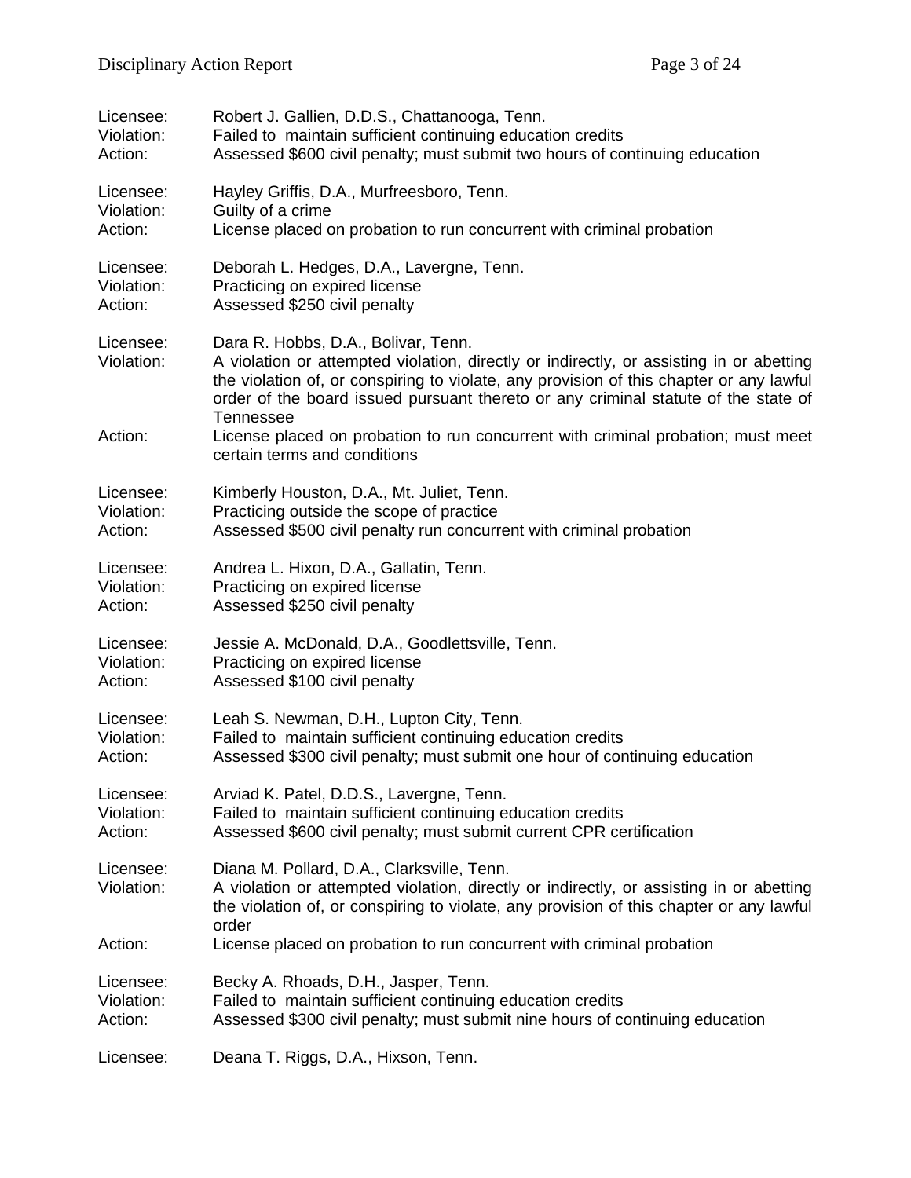Licensee: Robert J. Gallien, D.D.S., Chattanooga, Tenn.
Violation: Failed to maintain sufficient continuing education credits
Action: Assessed $600 civil penalty; must submit two hours of continuing education

Licensee: Hayley Griffis, D.A., Murfreesboro, Tenn.
Violation: Guilty of a crime
Action: License placed on probation to run concurrent with criminal probation

Licensee: Deborah L. Hedges, D.A., Lavergne, Tenn.
Violation: Practicing on expired license
Action: Assessed $250 civil penalty

Licensee: Dara R. Hobbs, D.A., Bolivar, Tenn.
Violation: A violation or attempted violation, directly or indirectly, or assisting in or abetting the violation of, or conspiring to violate, any provision of this chapter or any lawful order of the board issued pursuant thereto or any criminal statute of the state of Tennessee
Action: License placed on probation to run concurrent with criminal probation; must meet certain terms and conditions

Licensee: Kimberly Houston, D.A., Mt. Juliet, Tenn.
Violation: Practicing outside the scope of practice
Action: Assessed $500 civil penalty run concurrent with criminal probation

Licensee: Andrea L. Hixon, D.A., Gallatin, Tenn.
Violation: Practicing on expired license
Action: Assessed $250 civil penalty

Licensee: Jessie A. McDonald, D.A., Goodlettsville, Tenn.
Violation: Practicing on expired license
Action: Assessed $100 civil penalty

Licensee: Leah S. Newman, D.H., Lupton City, Tenn.
Violation: Failed to maintain sufficient continuing education credits
Action: Assessed $300 civil penalty; must submit one hour of continuing education

Licensee: Arviad K. Patel, D.D.S., Lavergne, Tenn.
Violation: Failed to maintain sufficient continuing education credits
Action: Assessed $600 civil penalty; must submit current CPR certification

Licensee: Diana M. Pollard, D.A., Clarksville, Tenn.
Violation: A violation or attempted violation, directly or indirectly, or assisting in or abetting the violation of, or conspiring to violate, any provision of this chapter or any lawful order
Action: License placed on probation to run concurrent with criminal probation

Licensee: Becky A. Rhoads, D.H., Jasper, Tenn.
Violation: Failed to maintain sufficient continuing education credits
Action: Assessed $300 civil penalty; must submit nine hours of continuing education

Licensee: Deana T. Riggs, D.A., Hixson, Tenn.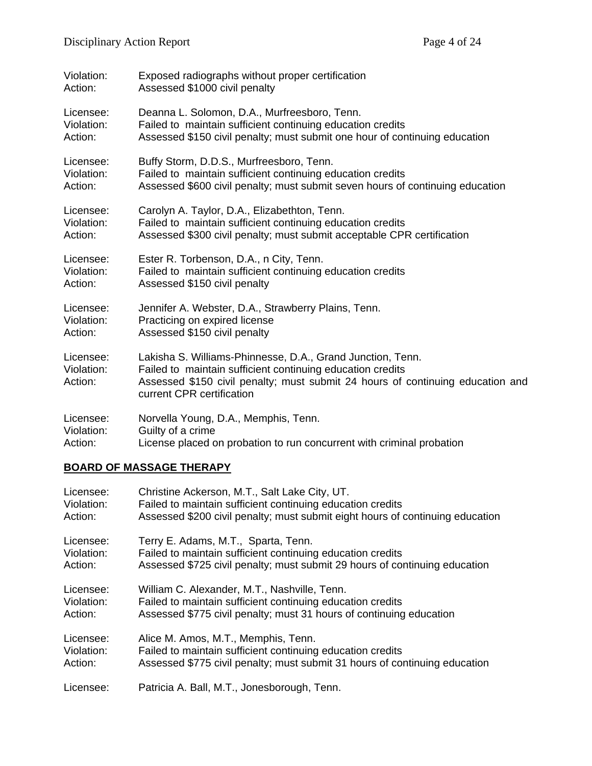Violation: Exposed radiographs without proper certification
Action: Assessed $1000 civil penalty

Licensee: Deanna L. Solomon, D.A., Murfreesboro, Tenn.
Violation: Failed to maintain sufficient continuing education credits
Action: Assessed $150 civil penalty; must submit one hour of continuing education

Licensee: Buffy Storm, D.D.S., Murfreesboro, Tenn.
Violation: Failed to maintain sufficient continuing education credits
Action: Assessed $600 civil penalty; must submit seven hours of continuing education

Licensee: Carolyn A. Taylor, D.A., Elizabethton, Tenn.
Violation: Failed to maintain sufficient continuing education credits
Action: Assessed $300 civil penalty; must submit acceptable CPR certification

Licensee: Ester R. Torbenson, D.A., n City, Tenn.
Violation: Failed to maintain sufficient continuing education credits
Action: Assessed $150 civil penalty

Licensee: Jennifer A. Webster, D.A., Strawberry Plains, Tenn.
Violation: Practicing on expired license
Action: Assessed $150 civil penalty

Licensee: Lakisha S. Williams-Phinnesse, D.A., Grand Junction, Tenn.
Violation: Failed to maintain sufficient continuing education credits
Action: Assessed $150 civil penalty; must submit 24 hours of continuing education and current CPR certification

Licensee: Norvella Young, D.A., Memphis, Tenn.
Violation: Guilty of a crime
Action: License placed on probation to run concurrent with criminal probation

## BOARD OF MASSAGE THERAPY

Licensee: Christine Ackerson, M.T., Salt Lake City, UT.
Violation: Failed to maintain sufficient continuing education credits
Action: Assessed $200 civil penalty; must submit eight hours of continuing education

Licensee: Terry E. Adams, M.T., Sparta, Tenn.
Violation: Failed to maintain sufficient continuing education credits
Action: Assessed $725 civil penalty; must submit 29 hours of continuing education

Licensee: William C. Alexander, M.T., Nashville, Tenn.
Violation: Failed to maintain sufficient continuing education credits
Action: Assessed $775 civil penalty; must 31 hours of continuing education

Licensee: Alice M. Amos, M.T., Memphis, Tenn.
Violation: Failed to maintain sufficient continuing education credits
Action: Assessed $775 civil penalty; must submit 31 hours of continuing education

Licensee: Patricia A. Ball, M.T., Jonesborough, Tenn.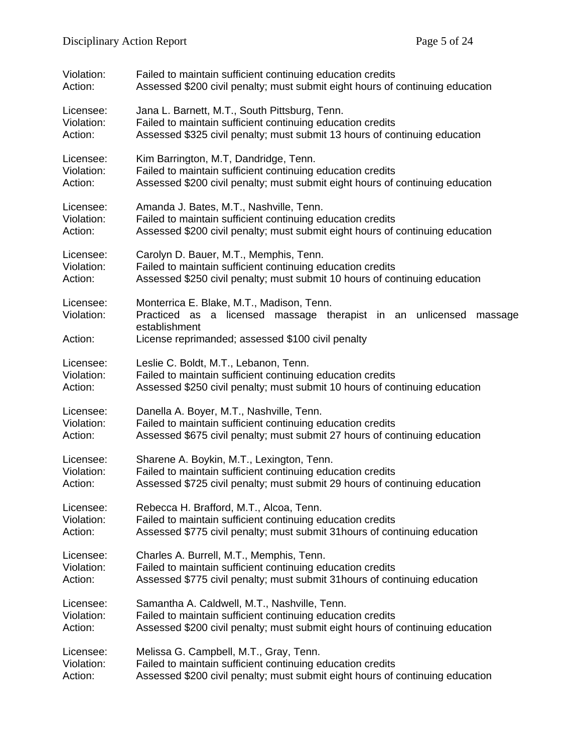Violation: Failed to maintain sufficient continuing education credits
Action: Assessed $200 civil penalty; must submit eight hours of continuing education

Licensee: Jana L. Barnett, M.T., South Pittsburg, Tenn.
Violation: Failed to maintain sufficient continuing education credits
Action: Assessed $325 civil penalty; must submit 13 hours of continuing education

Licensee: Kim Barrington, M.T, Dandridge, Tenn.
Violation: Failed to maintain sufficient continuing education credits
Action: Assessed $200 civil penalty; must submit eight hours of continuing education

Licensee: Amanda J. Bates, M.T., Nashville, Tenn.
Violation: Failed to maintain sufficient continuing education credits
Action: Assessed $200 civil penalty; must submit eight hours of continuing education

Licensee: Carolyn D. Bauer, M.T., Memphis, Tenn.
Violation: Failed to maintain sufficient continuing education credits
Action: Assessed $250 civil penalty; must submit 10 hours of continuing education

Licensee: Monterrica E. Blake, M.T., Madison, Tenn.
Violation: Practiced as a licensed massage therapist in an unlicensed massage establishment
Action: License reprimanded; assessed $100 civil penalty

Licensee: Leslie C. Boldt, M.T., Lebanon, Tenn.
Violation: Failed to maintain sufficient continuing education credits
Action: Assessed $250 civil penalty; must submit 10 hours of continuing education

Licensee: Danella A. Boyer, M.T., Nashville, Tenn.
Violation: Failed to maintain sufficient continuing education credits
Action: Assessed $675 civil penalty; must submit 27 hours of continuing education

Licensee: Sharene A. Boykin, M.T., Lexington, Tenn.
Violation: Failed to maintain sufficient continuing education credits
Action: Assessed $725 civil penalty; must submit 29 hours of continuing education

Licensee: Rebecca H. Brafford, M.T., Alcoa, Tenn.
Violation: Failed to maintain sufficient continuing education credits
Action: Assessed $775 civil penalty; must submit 31hours of continuing education

Licensee: Charles A. Burrell, M.T., Memphis, Tenn.
Violation: Failed to maintain sufficient continuing education credits
Action: Assessed $775 civil penalty; must submit 31hours of continuing education

Licensee: Samantha A. Caldwell, M.T., Nashville, Tenn.
Violation: Failed to maintain sufficient continuing education credits
Action: Assessed $200 civil penalty; must submit eight hours of continuing education

Licensee: Melissa G. Campbell, M.T., Gray, Tenn.
Violation: Failed to maintain sufficient continuing education credits
Action: Assessed $200 civil penalty; must submit eight hours of continuing education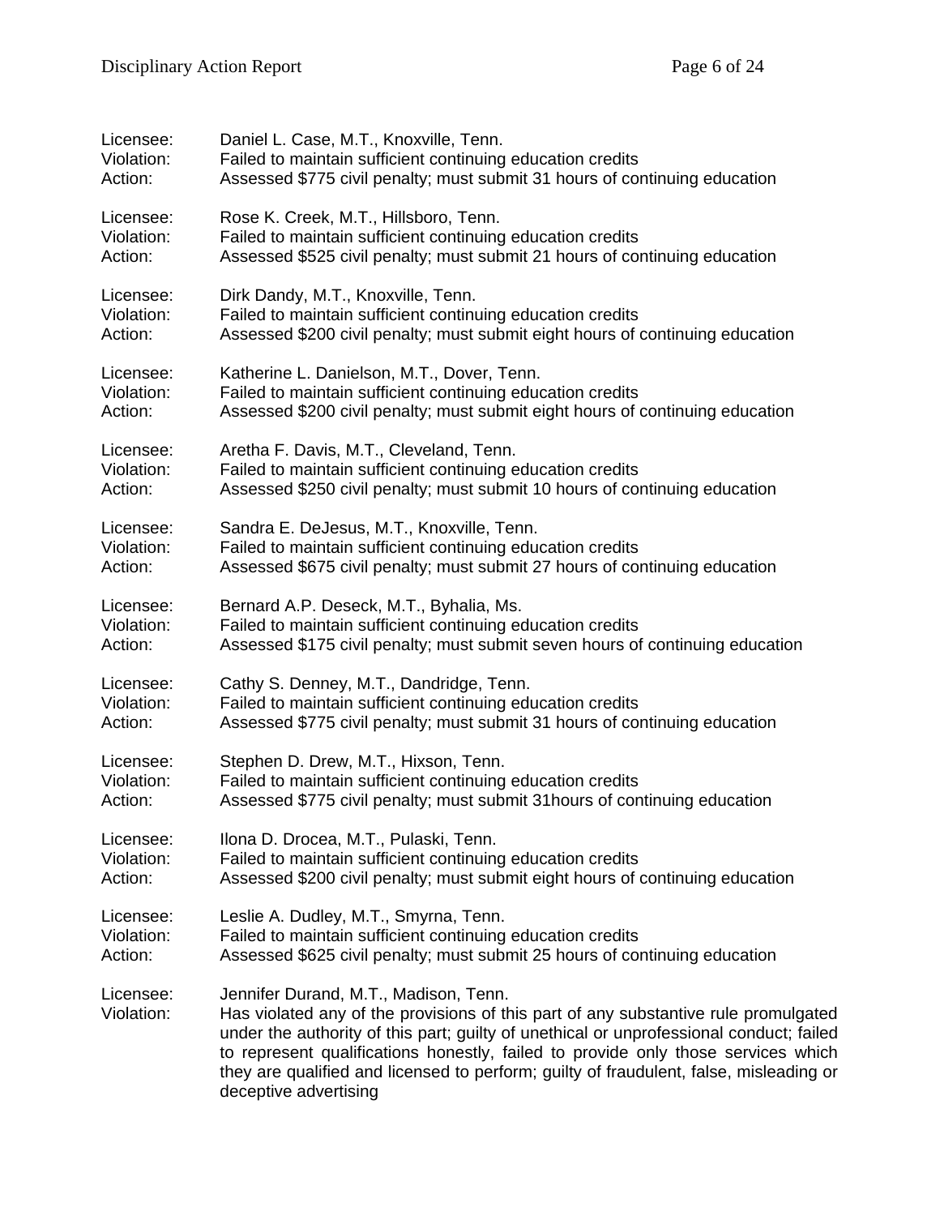Licensee: Daniel L. Case, M.T., Knoxville, Tenn.
Violation: Failed to maintain sufficient continuing education credits
Action: Assessed $775 civil penalty; must submit 31 hours of continuing education

Licensee: Rose K. Creek, M.T., Hillsboro, Tenn.
Violation: Failed to maintain sufficient continuing education credits
Action: Assessed $525 civil penalty; must submit 21 hours of continuing education

Licensee: Dirk Dandy, M.T., Knoxville, Tenn.
Violation: Failed to maintain sufficient continuing education credits
Action: Assessed $200 civil penalty; must submit eight hours of continuing education

Licensee: Katherine L. Danielson, M.T., Dover, Tenn.
Violation: Failed to maintain sufficient continuing education credits
Action: Assessed $200 civil penalty; must submit eight hours of continuing education

Licensee: Aretha F. Davis, M.T., Cleveland, Tenn.
Violation: Failed to maintain sufficient continuing education credits
Action: Assessed $250 civil penalty; must submit 10 hours of continuing education

Licensee: Sandra E. DeJesus, M.T., Knoxville, Tenn.
Violation: Failed to maintain sufficient continuing education credits
Action: Assessed $675 civil penalty; must submit 27 hours of continuing education

Licensee: Bernard A.P. Deseck, M.T., Byhalia, Ms.
Violation: Failed to maintain sufficient continuing education credits
Action: Assessed $175 civil penalty; must submit seven hours of continuing education

Licensee: Cathy S. Denney, M.T., Dandridge, Tenn.
Violation: Failed to maintain sufficient continuing education credits
Action: Assessed $775 civil penalty; must submit 31 hours of continuing education

Licensee: Stephen D. Drew, M.T., Hixson, Tenn.
Violation: Failed to maintain sufficient continuing education credits
Action: Assessed $775 civil penalty; must submit 31hours of continuing education

Licensee: Ilona D. Drocea, M.T., Pulaski, Tenn.
Violation: Failed to maintain sufficient continuing education credits
Action: Assessed $200 civil penalty; must submit eight hours of continuing education

Licensee: Leslie A. Dudley, M.T., Smyrna, Tenn.
Violation: Failed to maintain sufficient continuing education credits
Action: Assessed $625 civil penalty; must submit 25 hours of continuing education

Licensee: Jennifer Durand, M.T., Madison, Tenn.
Violation: Has violated any of the provisions of this part of any substantive rule promulgated under the authority of this part; guilty of unethical or unprofessional conduct; failed to represent qualifications honestly, failed to provide only those services which they are qualified and licensed to perform; guilty of fraudulent, false, misleading or deceptive advertising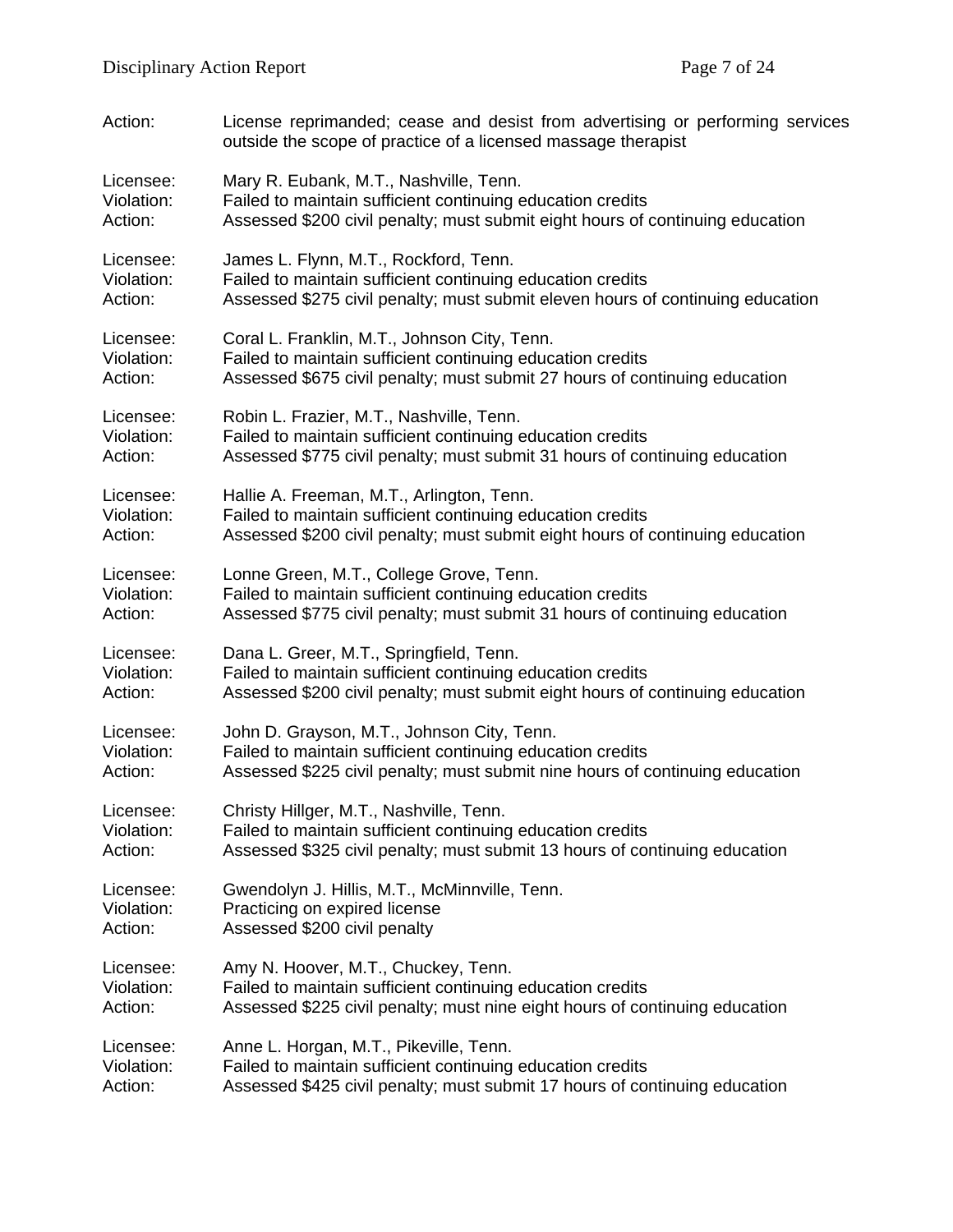Action: License reprimanded; cease and desist from advertising or performing services outside the scope of practice of a licensed massage therapist

Licensee: Mary R. Eubank, M.T., Nashville, Tenn.
Violation: Failed to maintain sufficient continuing education credits
Action: Assessed $200 civil penalty; must submit eight hours of continuing education

Licensee: James L. Flynn, M.T., Rockford, Tenn.
Violation: Failed to maintain sufficient continuing education credits
Action: Assessed $275 civil penalty; must submit eleven hours of continuing education

Licensee: Coral L. Franklin, M.T., Johnson City, Tenn.
Violation: Failed to maintain sufficient continuing education credits
Action: Assessed $675 civil penalty; must submit 27 hours of continuing education

Licensee: Robin L. Frazier, M.T., Nashville, Tenn.
Violation: Failed to maintain sufficient continuing education credits
Action: Assessed $775 civil penalty; must submit 31 hours of continuing education

Licensee: Hallie A. Freeman, M.T., Arlington, Tenn.
Violation: Failed to maintain sufficient continuing education credits
Action: Assessed $200 civil penalty; must submit eight hours of continuing education

Licensee: Lonne Green, M.T., College Grove, Tenn.
Violation: Failed to maintain sufficient continuing education credits
Action: Assessed $775 civil penalty; must submit 31 hours of continuing education

Licensee: Dana L. Greer, M.T., Springfield, Tenn.
Violation: Failed to maintain sufficient continuing education credits
Action: Assessed $200 civil penalty; must submit eight hours of continuing education

Licensee: John D. Grayson, M.T., Johnson City, Tenn.
Violation: Failed to maintain sufficient continuing education credits
Action: Assessed $225 civil penalty; must submit nine hours of continuing education

Licensee: Christy Hillger, M.T., Nashville, Tenn.
Violation: Failed to maintain sufficient continuing education credits
Action: Assessed $325 civil penalty; must submit 13 hours of continuing education

Licensee: Gwendolyn J. Hillis, M.T., McMinnville, Tenn.
Violation: Practicing on expired license
Action: Assessed $200 civil penalty

Licensee: Amy N. Hoover, M.T., Chuckey, Tenn.
Violation: Failed to maintain sufficient continuing education credits
Action: Assessed $225 civil penalty; must nine eight hours of continuing education

Licensee: Anne L. Horgan, M.T., Pikeville, Tenn.
Violation: Failed to maintain sufficient continuing education credits
Action: Assessed $425 civil penalty; must submit 17 hours of continuing education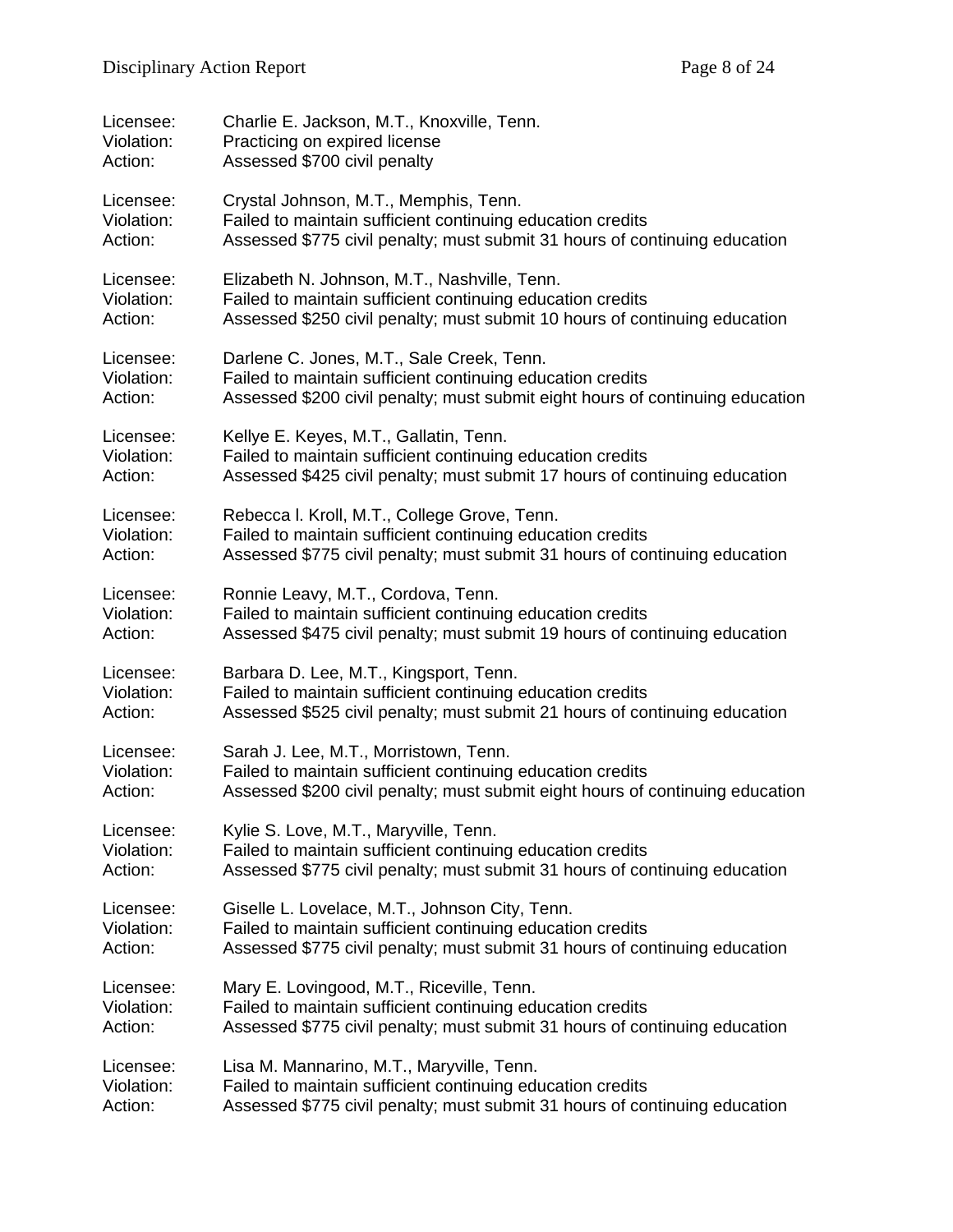Licensee: Charlie E. Jackson, M.T., Knoxville, Tenn.
Violation: Practicing on expired license
Action: Assessed $700 civil penalty

Licensee: Crystal Johnson, M.T., Memphis, Tenn.
Violation: Failed to maintain sufficient continuing education credits
Action: Assessed $775 civil penalty; must submit 31 hours of continuing education

Licensee: Elizabeth N. Johnson, M.T., Nashville, Tenn.
Violation: Failed to maintain sufficient continuing education credits
Action: Assessed $250 civil penalty; must submit 10 hours of continuing education

Licensee: Darlene C. Jones, M.T., Sale Creek, Tenn.
Violation: Failed to maintain sufficient continuing education credits
Action: Assessed $200 civil penalty; must submit eight hours of continuing education

Licensee: Kellye E. Keyes, M.T., Gallatin, Tenn.
Violation: Failed to maintain sufficient continuing education credits
Action: Assessed $425 civil penalty; must submit 17 hours of continuing education

Licensee: Rebecca l. Kroll, M.T., College Grove, Tenn.
Violation: Failed to maintain sufficient continuing education credits
Action: Assessed $775 civil penalty; must submit 31 hours of continuing education

Licensee: Ronnie Leavy, M.T., Cordova, Tenn.
Violation: Failed to maintain sufficient continuing education credits
Action: Assessed $475 civil penalty; must submit 19 hours of continuing education

Licensee: Barbara D. Lee, M.T., Kingsport, Tenn.
Violation: Failed to maintain sufficient continuing education credits
Action: Assessed $525 civil penalty; must submit 21 hours of continuing education

Licensee: Sarah J. Lee, M.T., Morristown, Tenn.
Violation: Failed to maintain sufficient continuing education credits
Action: Assessed $200 civil penalty; must submit eight hours of continuing education

Licensee: Kylie S. Love, M.T., Maryville, Tenn.
Violation: Failed to maintain sufficient continuing education credits
Action: Assessed $775 civil penalty; must submit 31 hours of continuing education

Licensee: Giselle L. Lovelace, M.T., Johnson City, Tenn.
Violation: Failed to maintain sufficient continuing education credits
Action: Assessed $775 civil penalty; must submit 31 hours of continuing education

Licensee: Mary E. Lovingood, M.T., Riceville, Tenn.
Violation: Failed to maintain sufficient continuing education credits
Action: Assessed $775 civil penalty; must submit 31 hours of continuing education

Licensee: Lisa M. Mannarino, M.T., Maryville, Tenn.
Violation: Failed to maintain sufficient continuing education credits
Action: Assessed $775 civil penalty; must submit 31 hours of continuing education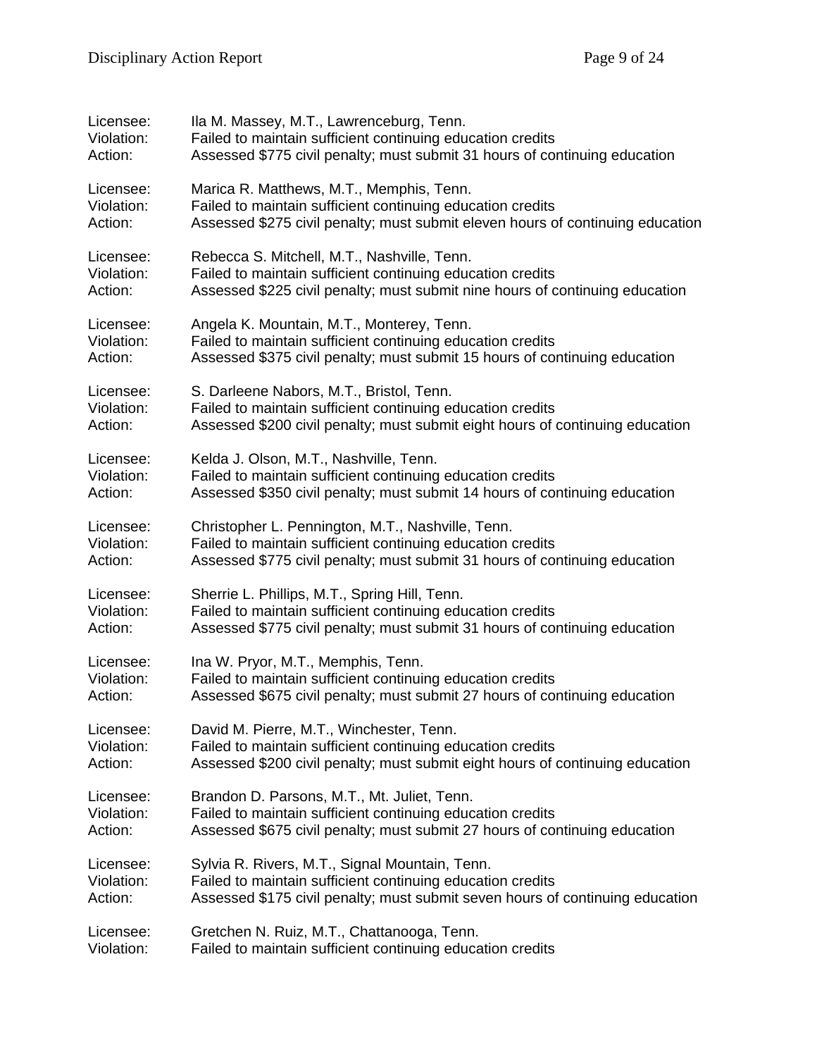Licensee: Ila M. Massey, M.T., Lawrenceburg, Tenn.
Violation: Failed to maintain sufficient continuing education credits
Action: Assessed $775 civil penalty; must submit 31 hours of continuing education

Licensee: Marica R. Matthews, M.T., Memphis, Tenn.
Violation: Failed to maintain sufficient continuing education credits
Action: Assessed $275 civil penalty; must submit eleven hours of continuing education

Licensee: Rebecca S. Mitchell, M.T., Nashville, Tenn.
Violation: Failed to maintain sufficient continuing education credits
Action: Assessed $225 civil penalty; must submit nine hours of continuing education

Licensee: Angela K. Mountain, M.T., Monterey, Tenn.
Violation: Failed to maintain sufficient continuing education credits
Action: Assessed $375 civil penalty; must submit 15 hours of continuing education

Licensee: S. Darleene Nabors, M.T., Bristol, Tenn.
Violation: Failed to maintain sufficient continuing education credits
Action: Assessed $200 civil penalty; must submit eight hours of continuing education

Licensee: Kelda J. Olson, M.T., Nashville, Tenn.
Violation: Failed to maintain sufficient continuing education credits
Action: Assessed $350 civil penalty; must submit 14 hours of continuing education

Licensee: Christopher L. Pennington, M.T., Nashville, Tenn.
Violation: Failed to maintain sufficient continuing education credits
Action: Assessed $775 civil penalty; must submit 31 hours of continuing education

Licensee: Sherrie L. Phillips, M.T., Spring Hill, Tenn.
Violation: Failed to maintain sufficient continuing education credits
Action: Assessed $775 civil penalty; must submit 31 hours of continuing education

Licensee: Ina W. Pryor, M.T., Memphis, Tenn.
Violation: Failed to maintain sufficient continuing education credits
Action: Assessed $675 civil penalty; must submit 27 hours of continuing education

Licensee: David M. Pierre, M.T., Winchester, Tenn.
Violation: Failed to maintain sufficient continuing education credits
Action: Assessed $200 civil penalty; must submit eight hours of continuing education

Licensee: Brandon D. Parsons, M.T., Mt. Juliet, Tenn.
Violation: Failed to maintain sufficient continuing education credits
Action: Assessed $675 civil penalty; must submit 27 hours of continuing education

Licensee: Sylvia R. Rivers, M.T., Signal Mountain, Tenn.
Violation: Failed to maintain sufficient continuing education credits
Action: Assessed $175 civil penalty; must submit seven hours of continuing education

Licensee: Gretchen N. Ruiz, M.T., Chattanooga, Tenn.
Violation: Failed to maintain sufficient continuing education credits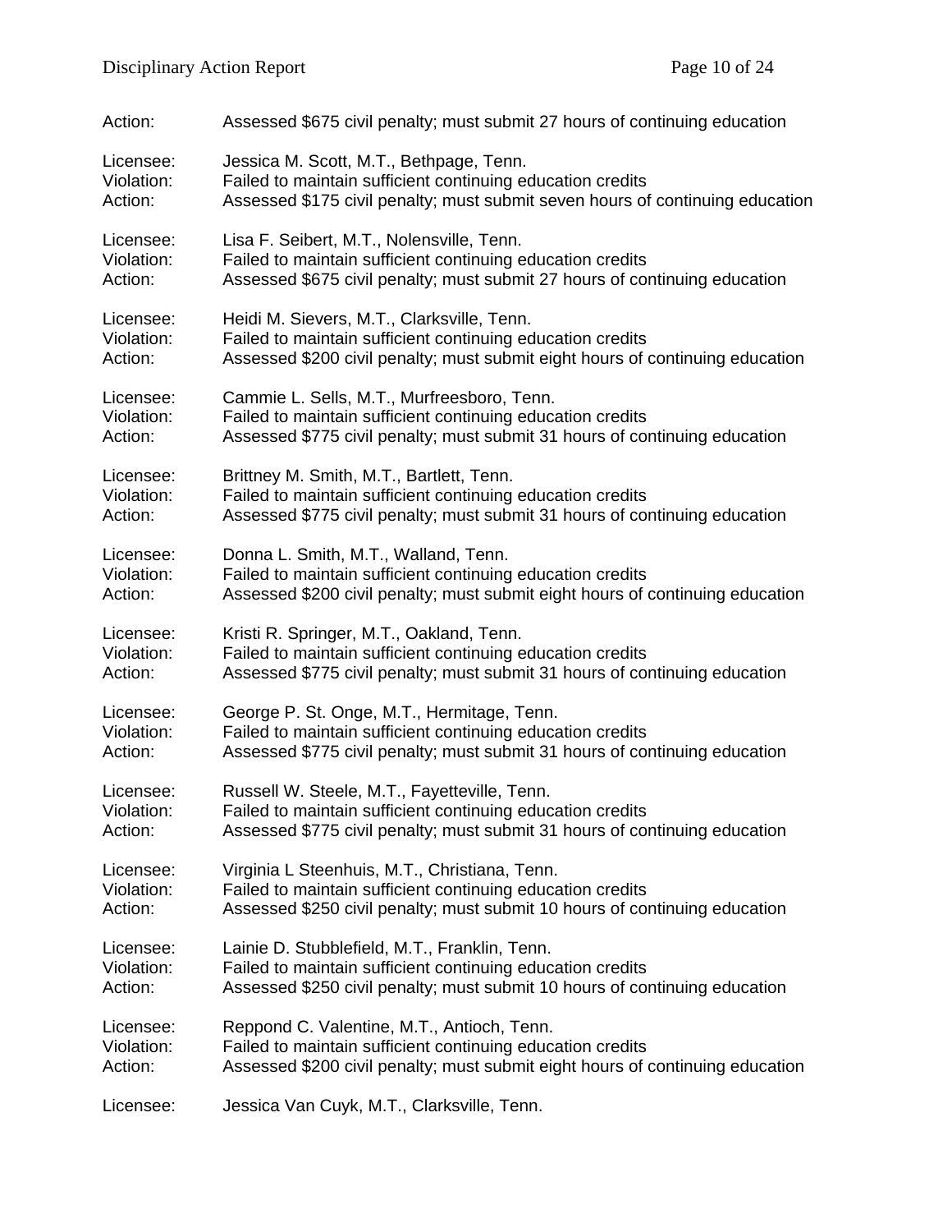Action: Assessed $675 civil penalty; must submit 27 hours of continuing education

Licensee: Jessica M. Scott, M.T., Bethpage, Tenn.
Violation: Failed to maintain sufficient continuing education credits
Action: Assessed $175 civil penalty; must submit seven hours of continuing education

Licensee: Lisa F. Seibert, M.T., Nolensville, Tenn.
Violation: Failed to maintain sufficient continuing education credits
Action: Assessed $675 civil penalty; must submit 27 hours of continuing education

Licensee: Heidi M. Sievers, M.T., Clarksville, Tenn.
Violation: Failed to maintain sufficient continuing education credits
Action: Assessed $200 civil penalty; must submit eight hours of continuing education

Licensee: Cammie L. Sells, M.T., Murfreesboro, Tenn.
Violation: Failed to maintain sufficient continuing education credits
Action: Assessed $775 civil penalty; must submit 31 hours of continuing education

Licensee: Brittney M. Smith, M.T., Bartlett, Tenn.
Violation: Failed to maintain sufficient continuing education credits
Action: Assessed $775 civil penalty; must submit 31 hours of continuing education

Licensee: Donna L. Smith, M.T., Walland, Tenn.
Violation: Failed to maintain sufficient continuing education credits
Action: Assessed $200 civil penalty; must submit eight hours of continuing education

Licensee: Kristi R. Springer, M.T., Oakland, Tenn.
Violation: Failed to maintain sufficient continuing education credits
Action: Assessed $775 civil penalty; must submit 31 hours of continuing education

Licensee: George P. St. Onge, M.T., Hermitage, Tenn.
Violation: Failed to maintain sufficient continuing education credits
Action: Assessed $775 civil penalty; must submit 31 hours of continuing education

Licensee: Russell W. Steele, M.T., Fayetteville, Tenn.
Violation: Failed to maintain sufficient continuing education credits
Action: Assessed $775 civil penalty; must submit 31 hours of continuing education

Licensee: Virginia L Steenhuis, M.T., Christiana, Tenn.
Violation: Failed to maintain sufficient continuing education credits
Action: Assessed $250 civil penalty; must submit 10 hours of continuing education

Licensee: Lainie D. Stubblefield, M.T., Franklin, Tenn.
Violation: Failed to maintain sufficient continuing education credits
Action: Assessed $250 civil penalty; must submit 10 hours of continuing education

Licensee: Reppond C. Valentine, M.T., Antioch, Tenn.
Violation: Failed to maintain sufficient continuing education credits
Action: Assessed $200 civil penalty; must submit eight hours of continuing education

Licensee: Jessica Van Cuyk, M.T., Clarksville, Tenn.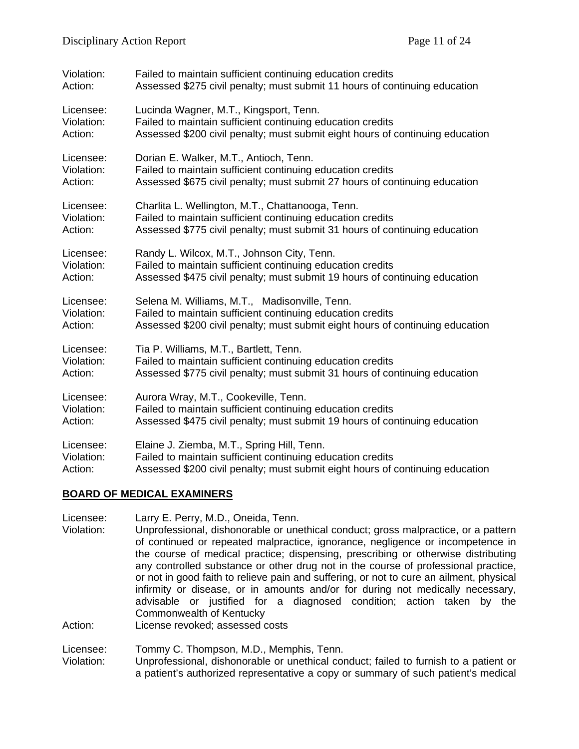Violation: Failed to maintain sufficient continuing education credits
Action: Assessed $275 civil penalty; must submit 11 hours of continuing education

Licensee: Lucinda Wagner, M.T., Kingsport, Tenn.
Violation: Failed to maintain sufficient continuing education credits
Action: Assessed $200 civil penalty; must submit eight hours of continuing education

Licensee: Dorian E. Walker, M.T., Antioch, Tenn.
Violation: Failed to maintain sufficient continuing education credits
Action: Assessed $675 civil penalty; must submit 27 hours of continuing education

Licensee: Charlita L. Wellington, M.T., Chattanooga, Tenn.
Violation: Failed to maintain sufficient continuing education credits
Action: Assessed $775 civil penalty; must submit 31 hours of continuing education

Licensee: Randy L. Wilcox, M.T., Johnson City, Tenn.
Violation: Failed to maintain sufficient continuing education credits
Action: Assessed $475 civil penalty; must submit 19 hours of continuing education

Licensee: Selena M. Williams, M.T., Madisonville, Tenn.
Violation: Failed to maintain sufficient continuing education credits
Action: Assessed $200 civil penalty; must submit eight hours of continuing education

Licensee: Tia P. Williams, M.T., Bartlett, Tenn.
Violation: Failed to maintain sufficient continuing education credits
Action: Assessed $775 civil penalty; must submit 31 hours of continuing education

Licensee: Aurora Wray, M.T., Cookeville, Tenn.
Violation: Failed to maintain sufficient continuing education credits
Action: Assessed $475 civil penalty; must submit 19 hours of continuing education

Licensee: Elaine J. Ziemba, M.T., Spring Hill, Tenn.
Violation: Failed to maintain sufficient continuing education credits
Action: Assessed $200 civil penalty; must submit eight hours of continuing education

## BOARD OF MEDICAL EXAMINERS

Licensee: Larry E. Perry, M.D., Oneida, Tenn.
Violation: Unprofessional, dishonorable or unethical conduct; gross malpractice, or a pattern of continued or repeated malpractice, ignorance, negligence or incompetence in the course of medical practice; dispensing, prescribing or otherwise distributing any controlled substance or other drug not in the course of professional practice, or not in good faith to relieve pain and suffering, or not to cure an ailment, physical infirmity or disease, or in amounts and/or for during not medically necessary, advisable or justified for a diagnosed condition; action taken by the Commonwealth of Kentucky
Action: License revoked; assessed costs

Licensee: Tommy C. Thompson, M.D., Memphis, Tenn.
Violation: Unprofessional, dishonorable or unethical conduct; failed to furnish to a patient or a patient's authorized representative a copy or summary of such patient's medical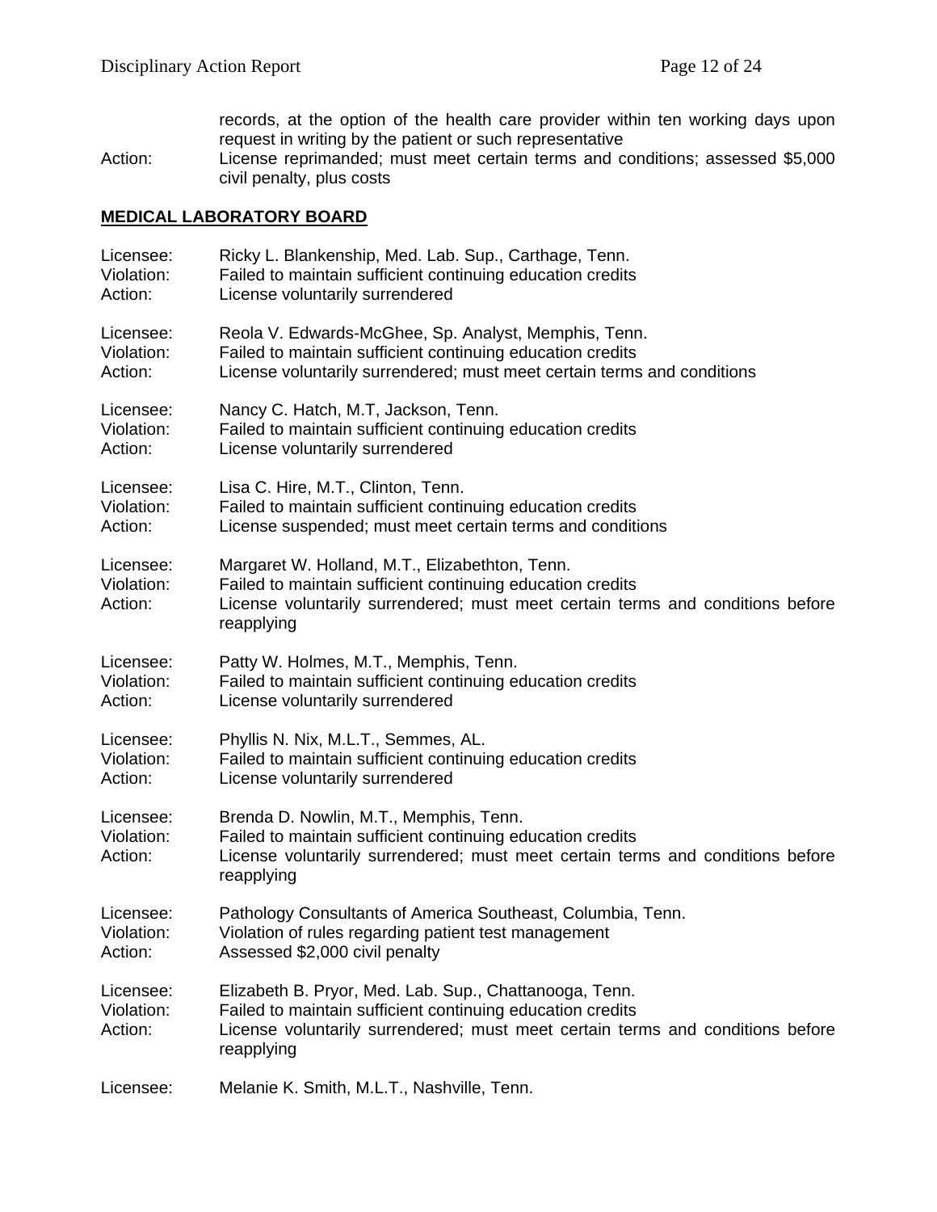records, at the option of the health care provider within ten working days upon request in writing by the patient or such representative

Action: License reprimanded; must meet certain terms and conditions; assessed $5,000 civil penalty, plus costs

**MEDICAL LABORATORY BOARD**

Licensee: Ricky L. Blankenship, Med. Lab. Sup., Carthage, Tenn.
Violation: Failed to maintain sufficient continuing education credits
Action: License voluntarily surrendered

Licensee: Reola V. Edwards-McGhee, Sp. Analyst, Memphis, Tenn.
Violation: Failed to maintain sufficient continuing education credits
Action: License voluntarily surrendered; must meet certain terms and conditions

Licensee: Nancy C. Hatch, M.T, Jackson, Tenn.
Violation: Failed to maintain sufficient continuing education credits
Action: License voluntarily surrendered

Licensee: Lisa C. Hire, M.T., Clinton, Tenn.
Violation: Failed to maintain sufficient continuing education credits
Action: License suspended; must meet certain terms and conditions

Licensee: Margaret W. Holland, M.T., Elizabethton, Tenn.
Violation: Failed to maintain sufficient continuing education credits
Action: License voluntarily surrendered; must meet certain terms and conditions before reapplying

Licensee: Patty W. Holmes, M.T., Memphis, Tenn.
Violation: Failed to maintain sufficient continuing education credits
Action: License voluntarily surrendered

Licensee: Phyllis N. Nix, M.L.T., Semmes, AL.
Violation: Failed to maintain sufficient continuing education credits
Action: License voluntarily surrendered

Licensee: Brenda D. Nowlin, M.T., Memphis, Tenn.
Violation: Failed to maintain sufficient continuing education credits
Action: License voluntarily surrendered; must meet certain terms and conditions before reapplying

Licensee: Pathology Consultants of America Southeast, Columbia, Tenn.
Violation: Violation of rules regarding patient test management
Action: Assessed $2,000 civil penalty

Licensee: Elizabeth B. Pryor, Med. Lab. Sup., Chattanooga, Tenn.
Violation: Failed to maintain sufficient continuing education credits
Action: License voluntarily surrendered; must meet certain terms and conditions before reapplying

Licensee: Melanie K. Smith, M.L.T., Nashville, Tenn.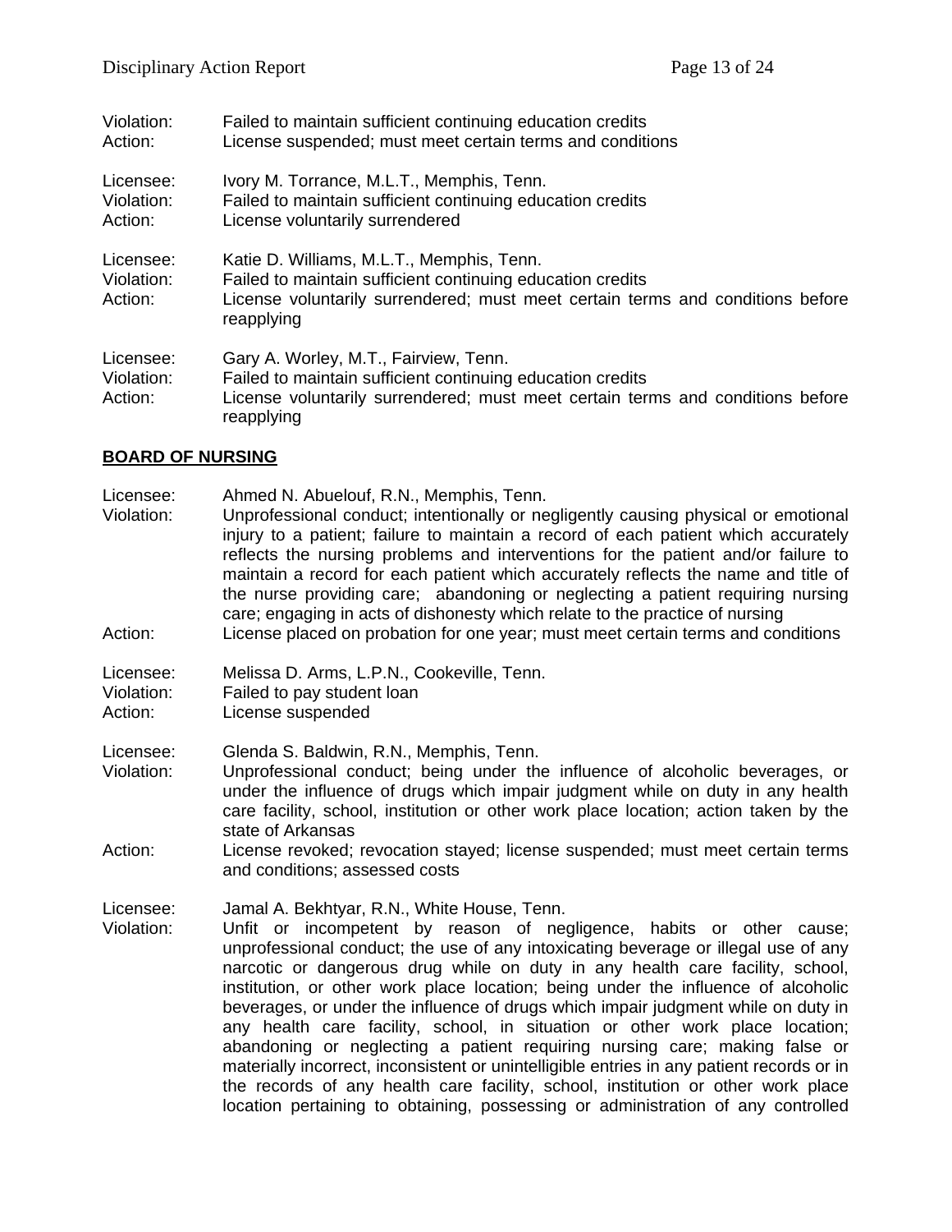Violation: Failed to maintain sufficient continuing education credits
Action: License suspended; must meet certain terms and conditions

Licensee: Ivory M. Torrance, M.L.T., Memphis, Tenn.
Violation: Failed to maintain sufficient continuing education credits
Action: License voluntarily surrendered

Licensee: Katie D. Williams, M.L.T., Memphis, Tenn.
Violation: Failed to maintain sufficient continuing education credits
Action: License voluntarily surrendered; must meet certain terms and conditions before reapplying

Licensee: Gary A. Worley, M.T., Fairview, Tenn.
Violation: Failed to maintain sufficient continuing education credits
Action: License voluntarily surrendered; must meet certain terms and conditions before reapplying

**BOARD OF NURSING**

Licensee: Ahmed N. Abuelouf, R.N., Memphis, Tenn.
Violation: Unprofessional conduct; intentionally or negligently causing physical or emotional injury to a patient; failure to maintain a record of each patient which accurately reflects the nursing problems and interventions for the patient and/or failure to maintain a record for each patient which accurately reflects the name and title of the nurse providing care; abandoning or neglecting a patient requiring nursing care; engaging in acts of dishonesty which relate to the practice of nursing
Action: License placed on probation for one year; must meet certain terms and conditions

Licensee: Melissa D. Arms, L.P.N., Cookeville, Tenn.
Violation: Failed to pay student loan
Action: License suspended

Licensee: Glenda S. Baldwin, R.N., Memphis, Tenn.
Violation: Unprofessional conduct; being under the influence of alcoholic beverages, or under the influence of drugs which impair judgment while on duty in any health care facility, school, institution or other work place location; action taken by the state of Arkansas
Action: License revoked; revocation stayed; license suspended; must meet certain terms and conditions; assessed costs

Licensee: Jamal A. Bekhtyar, R.N., White House, Tenn.
Violation: Unfit or incompetent by reason of negligence, habits or other cause; unprofessional conduct; the use of any intoxicating beverage or illegal use of any narcotic or dangerous drug while on duty in any health care facility, school, institution, or other work place location; being under the influence of alcoholic beverages, or under the influence of drugs which impair judgment while on duty in any health care facility, school, in situation or other work place location; abandoning or neglecting a patient requiring nursing care; making false or materially incorrect, inconsistent or unintelligible entries in any patient records or in the records of any health care facility, school, institution or other work place location pertaining to obtaining, possessing or administration of any controlled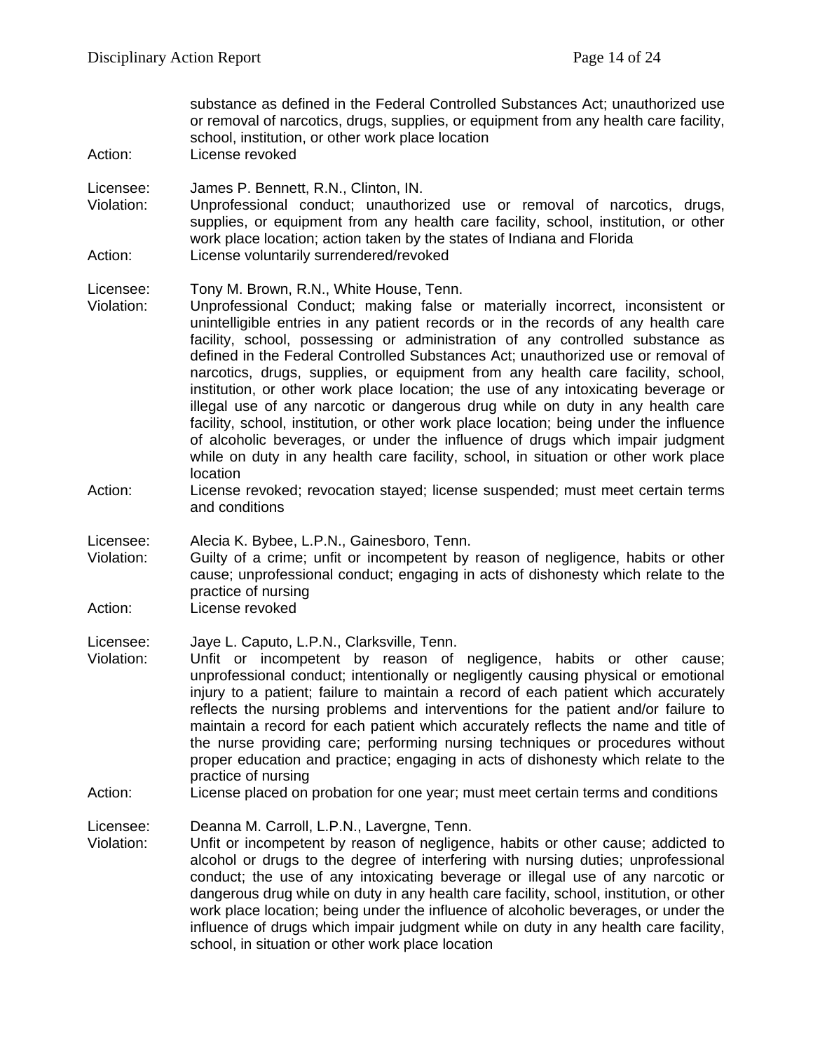substance as defined in the Federal Controlled Substances Act; unauthorized use or removal of narcotics, drugs, supplies, or equipment from any health care facility, school, institution, or other work place location

Action: License revoked

Licensee: James P. Bennett, R.N., Clinton, IN.

Violation: Unprofessional conduct; unauthorized use or removal of narcotics, drugs, supplies, or equipment from any health care facility, school, institution, or other work place location; action taken by the states of Indiana and Florida

Action: License voluntarily surrendered/revoked

Licensee: Tony M. Brown, R.N., White House, Tenn.

Violation: Unprofessional Conduct; making false or materially incorrect, inconsistent or unintelligible entries in any patient records or in the records of any health care facility, school, possessing or administration of any controlled substance as defined in the Federal Controlled Substances Act; unauthorized use or removal of narcotics, drugs, supplies, or equipment from any health care facility, school, institution, or other work place location; the use of any intoxicating beverage or illegal use of any narcotic or dangerous drug while on duty in any health care facility, school, institution, or other work place location; being under the influence of alcoholic beverages, or under the influence of drugs which impair judgment while on duty in any health care facility, school, in situation or other work place location

Action: License revoked; revocation stayed; license suspended; must meet certain terms and conditions

Licensee: Alecia K. Bybee, L.P.N., Gainesboro, Tenn.

Violation: Guilty of a crime; unfit or incompetent by reason of negligence, habits or other cause; unprofessional conduct; engaging in acts of dishonesty which relate to the practice of nursing

Action: License revoked

Licensee: Jaye L. Caputo, L.P.N., Clarksville, Tenn.

Violation: Unfit or incompetent by reason of negligence, habits or other cause; unprofessional conduct; intentionally or negligently causing physical or emotional injury to a patient; failure to maintain a record of each patient which accurately reflects the nursing problems and interventions for the patient and/or failure to maintain a record for each patient which accurately reflects the name and title of the nurse providing care; performing nursing techniques or procedures without proper education and practice; engaging in acts of dishonesty which relate to the practice of nursing

Action: License placed on probation for one year; must meet certain terms and conditions

Licensee: Deanna M. Carroll, L.P.N., Lavergne, Tenn.

Violation: Unfit or incompetent by reason of negligence, habits or other cause; addicted to alcohol or drugs to the degree of interfering with nursing duties; unprofessional conduct; the use of any intoxicating beverage or illegal use of any narcotic or dangerous drug while on duty in any health care facility, school, institution, or other work place location; being under the influence of alcoholic beverages, or under the influence of drugs which impair judgment while on duty in any health care facility, school, in situation or other work place location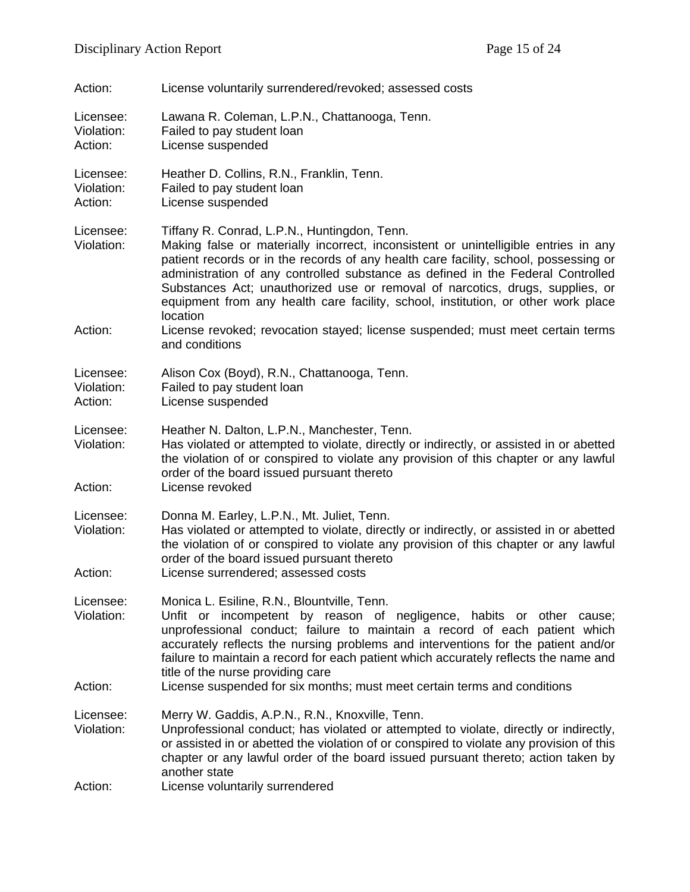Action: License voluntarily surrendered/revoked; assessed costs

Licensee: Lawana R. Coleman, L.P.N., Chattanooga, Tenn.
Violation: Failed to pay student loan
Action: License suspended

Licensee: Heather D. Collins, R.N., Franklin, Tenn.
Violation: Failed to pay student loan
Action: License suspended

Licensee: Tiffany R. Conrad, L.P.N., Huntingdon, Tenn.
Violation: Making false or materially incorrect, inconsistent or unintelligible entries in any patient records or in the records of any health care facility, school, possessing or administration of any controlled substance as defined in the Federal Controlled Substances Act; unauthorized use or removal of narcotics, drugs, supplies, or equipment from any health care facility, school, institution, or other work place location
Action: License revoked; revocation stayed; license suspended; must meet certain terms and conditions

Licensee: Alison Cox (Boyd), R.N., Chattanooga, Tenn.
Violation: Failed to pay student loan
Action: License suspended

Licensee: Heather N. Dalton, L.P.N., Manchester, Tenn.
Violation: Has violated or attempted to violate, directly or indirectly, or assisted in or abetted the violation of or conspired to violate any provision of this chapter or any lawful order of the board issued pursuant thereto
Action: License revoked

Licensee: Donna M. Earley, L.P.N., Mt. Juliet, Tenn.
Violation: Has violated or attempted to violate, directly or indirectly, or assisted in or abetted the violation of or conspired to violate any provision of this chapter or any lawful order of the board issued pursuant thereto
Action: License surrendered; assessed costs

Licensee: Monica L. Esiline, R.N., Blountville, Tenn.
Violation: Unfit or incompetent by reason of negligence, habits or other cause; unprofessional conduct; failure to maintain a record of each patient which accurately reflects the nursing problems and interventions for the patient and/or failure to maintain a record for each patient which accurately reflects the name and title of the nurse providing care
Action: License suspended for six months; must meet certain terms and conditions

Licensee: Merry W. Gaddis, A.P.N., R.N., Knoxville, Tenn.
Violation: Unprofessional conduct; has violated or attempted to violate, directly or indirectly, or assisted in or abetted the violation of or conspired to violate any provision of this chapter or any lawful order of the board issued pursuant thereto; action taken by another state
Action: License voluntarily surrendered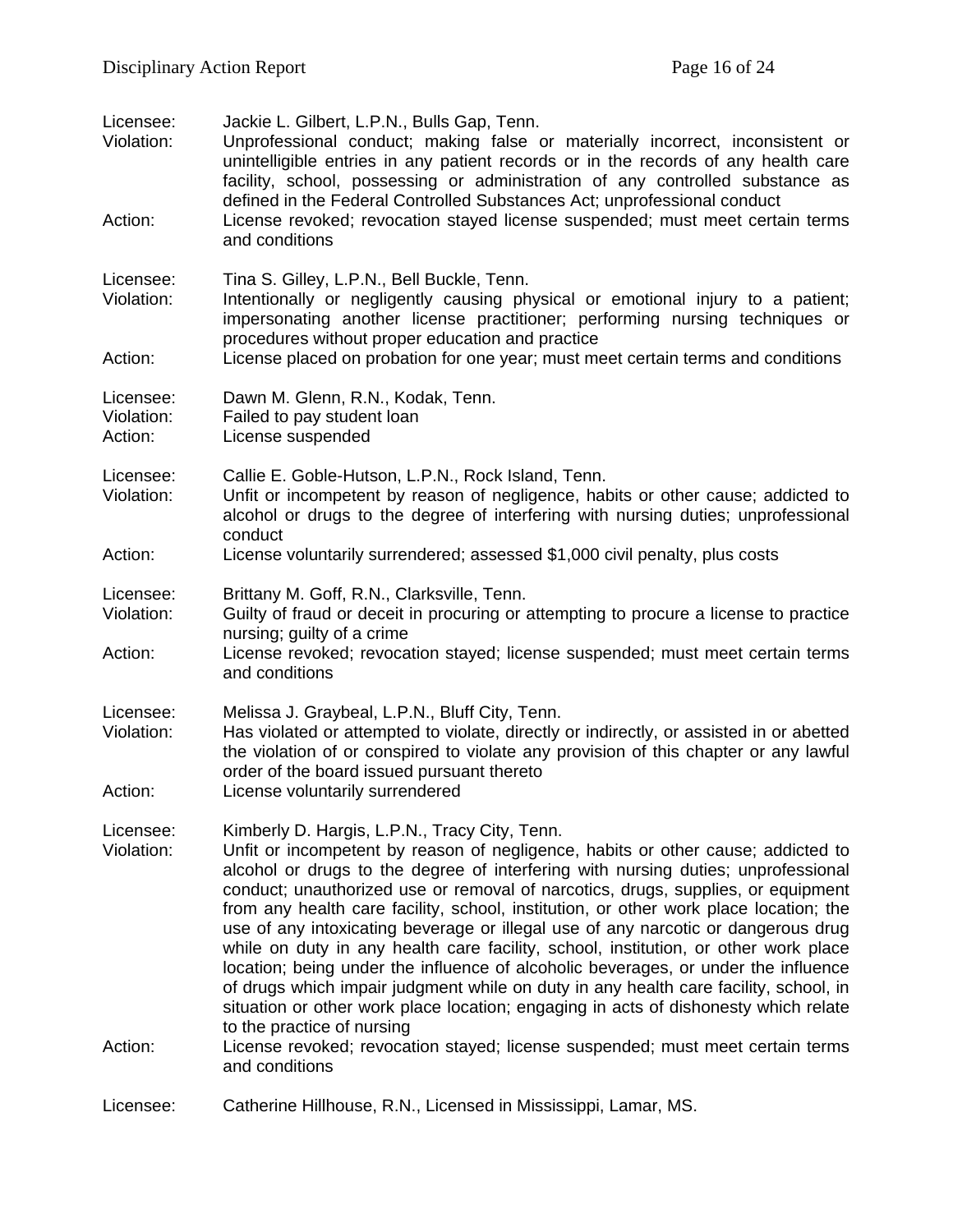Licensee: Jackie L. Gilbert, L.P.N., Bulls Gap, Tenn.
Violation: Unprofessional conduct; making false or materially incorrect, inconsistent or unintelligible entries in any patient records or in the records of any health care facility, school, possessing or administration of any controlled substance as defined in the Federal Controlled Substances Act; unprofessional conduct
Action: License revoked; revocation stayed license suspended; must meet certain terms and conditions

Licensee: Tina S. Gilley, L.P.N., Bell Buckle, Tenn.
Violation: Intentionally or negligently causing physical or emotional injury to a patient; impersonating another license practitioner; performing nursing techniques or procedures without proper education and practice
Action: License placed on probation for one year; must meet certain terms and conditions

Licensee: Dawn M. Glenn, R.N., Kodak, Tenn.
Violation: Failed to pay student loan
Action: License suspended

Licensee: Callie E. Goble-Hutson, L.P.N., Rock Island, Tenn.
Violation: Unfit or incompetent by reason of negligence, habits or other cause; addicted to alcohol or drugs to the degree of interfering with nursing duties; unprofessional conduct
Action: License voluntarily surrendered; assessed $1,000 civil penalty, plus costs

Licensee: Brittany M. Goff, R.N., Clarksville, Tenn.
Violation: Guilty of fraud or deceit in procuring or attempting to procure a license to practice nursing; guilty of a crime
Action: License revoked; revocation stayed; license suspended; must meet certain terms and conditions

Licensee: Melissa J. Graybeal, L.P.N., Bluff City, Tenn.
Violation: Has violated or attempted to violate, directly or indirectly, or assisted in or abetted the violation of or conspired to violate any provision of this chapter or any lawful order of the board issued pursuant thereto
Action: License voluntarily surrendered

Licensee: Kimberly D. Hargis, L.P.N., Tracy City, Tenn.
Violation: Unfit or incompetent by reason of negligence, habits or other cause; addicted to alcohol or drugs to the degree of interfering with nursing duties; unprofessional conduct; unauthorized use or removal of narcotics, drugs, supplies, or equipment from any health care facility, school, institution, or other work place location; the use of any intoxicating beverage or illegal use of any narcotic or dangerous drug while on duty in any health care facility, school, institution, or other work place location; being under the influence of alcoholic beverages, or under the influence of drugs which impair judgment while on duty in any health care facility, school, in situation or other work place location; engaging in acts of dishonesty which relate to the practice of nursing
Action: License revoked; revocation stayed; license suspended; must meet certain terms and conditions

Licensee: Catherine Hillhouse, R.N., Licensed in Mississippi, Lamar, MS.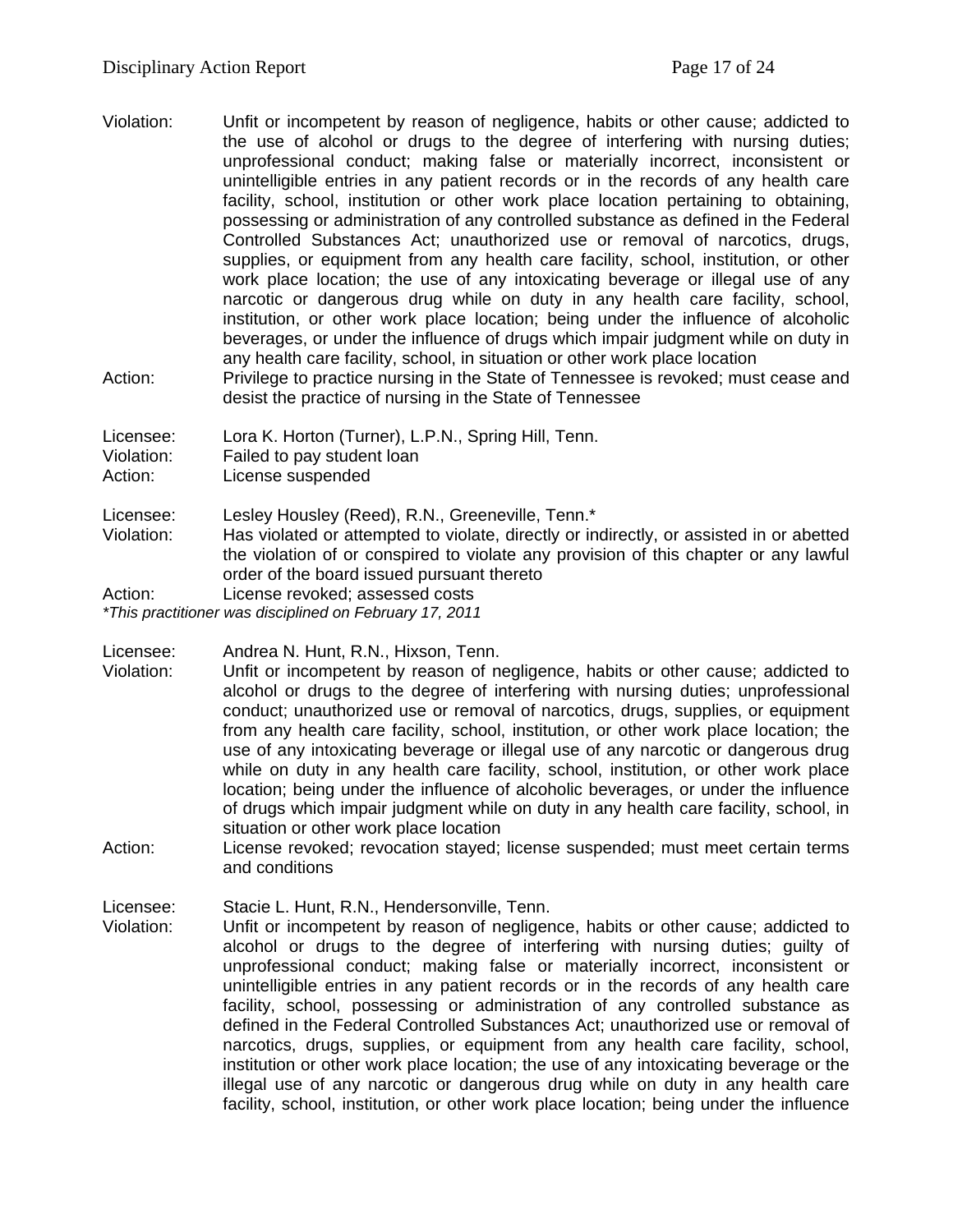Violation: Unfit or incompetent by reason of negligence, habits or other cause; addicted to the use of alcohol or drugs to the degree of interfering with nursing duties; unprofessional conduct; making false or materially incorrect, inconsistent or unintelligible entries in any patient records or in the records of any health care facility, school, institution or other work place location pertaining to obtaining, possessing or administration of any controlled substance as defined in the Federal Controlled Substances Act; unauthorized use or removal of narcotics, drugs, supplies, or equipment from any health care facility, school, institution, or other work place location; the use of any intoxicating beverage or illegal use of any narcotic or dangerous drug while on duty in any health care facility, school, institution, or other work place location; being under the influence of alcoholic beverages, or under the influence of drugs which impair judgment while on duty in any health care facility, school, in situation or other work place location

Action: Privilege to practice nursing in the State of Tennessee is revoked; must cease and desist the practice of nursing in the State of Tennessee

Licensee: Lora K. Horton (Turner), L.P.N., Spring Hill, Tenn.
Violation: Failed to pay student loan
Action: License suspended

Licensee: Lesley Housley (Reed), R.N., Greeneville, Tenn.*
Violation: Has violated or attempted to violate, directly or indirectly, or assisted in or abetted the violation of or conspired to violate any provision of this chapter or any lawful order of the board issued pursuant thereto
Action: License revoked; assessed costs
*\*This practitioner was disciplined on February 17, 2011*

Licensee: Andrea N. Hunt, R.N., Hixson, Tenn.
Violation: Unfit or incompetent by reason of negligence, habits or other cause; addicted to alcohol or drugs to the degree of interfering with nursing duties; unprofessional conduct; unauthorized use or removal of narcotics, drugs, supplies, or equipment from any health care facility, school, institution, or other work place location; the use of any intoxicating beverage or illegal use of any narcotic or dangerous drug while on duty in any health care facility, school, institution, or other work place location; being under the influence of alcoholic beverages, or under the influence of drugs which impair judgment while on duty in any health care facility, school, in situation or other work place location
Action: License revoked; revocation stayed; license suspended; must meet certain terms and conditions

Licensee: Stacie L. Hunt, R.N., Hendersonville, Tenn.
Violation: Unfit or incompetent by reason of negligence, habits or other cause; addicted to alcohol or drugs to the degree of interfering with nursing duties; guilty of unprofessional conduct; making false or materially incorrect, inconsistent or unintelligible entries in any patient records or in the records of any health care facility, school, possessing or administration of any controlled substance as defined in the Federal Controlled Substances Act; unauthorized use or removal of narcotics, drugs, supplies, or equipment from any health care facility, school, institution or other work place location; the use of any intoxicating beverage or the illegal use of any narcotic or dangerous drug while on duty in any health care facility, school, institution, or other work place location; being under the influence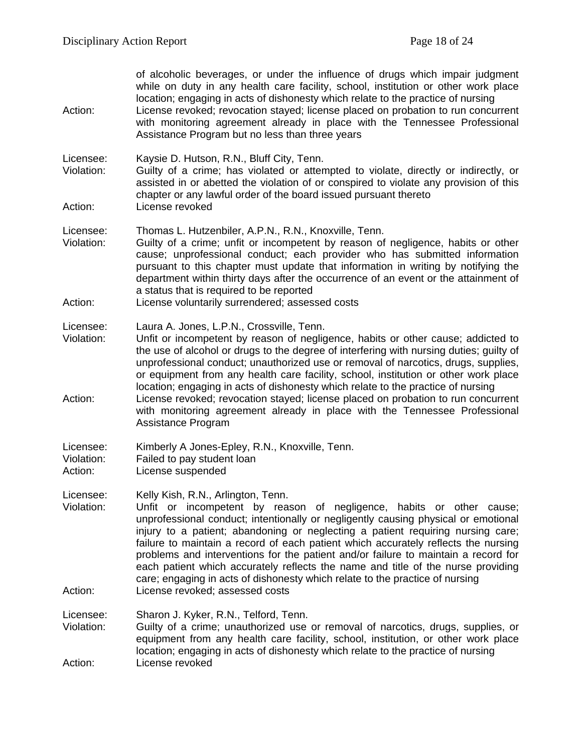of alcoholic beverages, or under the influence of drugs which impair judgment while on duty in any health care facility, school, institution or other work place location; engaging in acts of dishonesty which relate to the practice of nursing

Action: License revoked; revocation stayed; license placed on probation to run concurrent with monitoring agreement already in place with the Tennessee Professional Assistance Program but no less than three years

Licensee: Kaysie D. Hutson, R.N., Bluff City, Tenn.
Violation: Guilty of a crime; has violated or attempted to violate, directly or indirectly, or assisted in or abetted the violation of or conspired to violate any provision of this chapter or any lawful order of the board issued pursuant thereto
Action: License revoked

Licensee: Thomas L. Hutzenbiler, A.P.N., R.N., Knoxville, Tenn.
Violation: Guilty of a crime; unfit or incompetent by reason of negligence, habits or other cause; unprofessional conduct; each provider who has submitted information pursuant to this chapter must update that information in writing by notifying the department within thirty days after the occurrence of an event or the attainment of a status that is required to be reported
Action: License voluntarily surrendered; assessed costs

Licensee: Laura A. Jones, L.P.N., Crossville, Tenn.
Violation: Unfit or incompetent by reason of negligence, habits or other cause; addicted to the use of alcohol or drugs to the degree of interfering with nursing duties; guilty of unprofessional conduct; unauthorized use or removal of narcotics, drugs, supplies, or equipment from any health care facility, school, institution or other work place location; engaging in acts of dishonesty which relate to the practice of nursing
Action: License revoked; revocation stayed; license placed on probation to run concurrent with monitoring agreement already in place with the Tennessee Professional Assistance Program

Licensee: Kimberly A Jones-Epley, R.N., Knoxville, Tenn.
Violation: Failed to pay student loan
Action: License suspended

Licensee: Kelly Kish, R.N., Arlington, Tenn.
Violation: Unfit or incompetent by reason of negligence, habits or other cause; unprofessional conduct; intentionally or negligently causing physical or emotional injury to a patient; abandoning or neglecting a patient requiring nursing care; failure to maintain a record of each patient which accurately reflects the nursing problems and interventions for the patient and/or failure to maintain a record for each patient which accurately reflects the name and title of the nurse providing care; engaging in acts of dishonesty which relate to the practice of nursing
Action: License revoked; assessed costs

Licensee: Sharon J. Kyker, R.N., Telford, Tenn.
Violation: Guilty of a crime; unauthorized use or removal of narcotics, drugs, supplies, or equipment from any health care facility, school, institution, or other work place location; engaging in acts of dishonesty which relate to the practice of nursing
Action: License revoked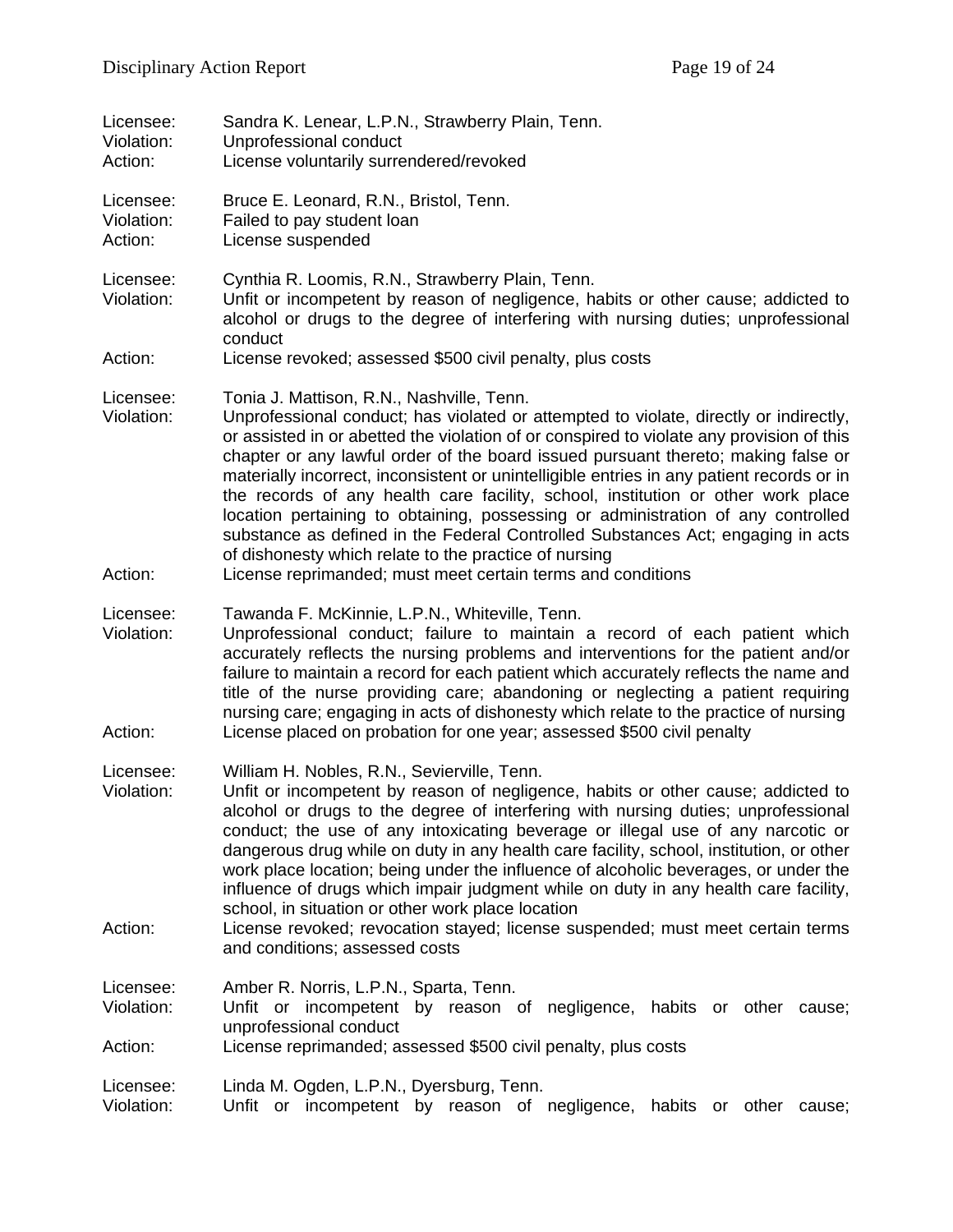Licensee: Sandra K. Lenear, L.P.N., Strawberry Plain, Tenn.
Violation: Unprofessional conduct
Action: License voluntarily surrendered/revoked

Licensee: Bruce E. Leonard, R.N., Bristol, Tenn.
Violation: Failed to pay student loan
Action: License suspended

Licensee: Cynthia R. Loomis, R.N., Strawberry Plain, Tenn.
Violation: Unfit or incompetent by reason of negligence, habits or other cause; addicted to alcohol or drugs to the degree of interfering with nursing duties; unprofessional conduct
Action: License revoked; assessed $500 civil penalty, plus costs

Licensee: Tonia J. Mattison, R.N., Nashville, Tenn.
Violation: Unprofessional conduct; has violated or attempted to violate, directly or indirectly, or assisted in or abetted the violation of or conspired to violate any provision of this chapter or any lawful order of the board issued pursuant thereto; making false or materially incorrect, inconsistent or unintelligible entries in any patient records or in the records of any health care facility, school, institution or other work place location pertaining to obtaining, possessing or administration of any controlled substance as defined in the Federal Controlled Substances Act; engaging in acts of dishonesty which relate to the practice of nursing
Action: License reprimanded; must meet certain terms and conditions

Licensee: Tawanda F. McKinnie, L.P.N., Whiteville, Tenn.
Violation: Unprofessional conduct; failure to maintain a record of each patient which accurately reflects the nursing problems and interventions for the patient and/or failure to maintain a record for each patient which accurately reflects the name and title of the nurse providing care; abandoning or neglecting a patient requiring nursing care; engaging in acts of dishonesty which relate to the practice of nursing
Action: License placed on probation for one year; assessed $500 civil penalty

Licensee: William H. Nobles, R.N., Sevierville, Tenn.
Violation: Unfit or incompetent by reason of negligence, habits or other cause; addicted to alcohol or drugs to the degree of interfering with nursing duties; unprofessional conduct; the use of any intoxicating beverage or illegal use of any narcotic or dangerous drug while on duty in any health care facility, school, institution, or other work place location; being under the influence of alcoholic beverages, or under the influence of drugs which impair judgment while on duty in any health care facility, school, in situation or other work place location
Action: License revoked; revocation stayed; license suspended; must meet certain terms and conditions; assessed costs

Licensee: Amber R. Norris, L.P.N., Sparta, Tenn.
Violation: Unfit or incompetent by reason of negligence, habits or other cause; unprofessional conduct
Action: License reprimanded; assessed $500 civil penalty, plus costs

Licensee: Linda M. Ogden, L.P.N., Dyersburg, Tenn.
Violation: Unfit or incompetent by reason of negligence, habits or other cause;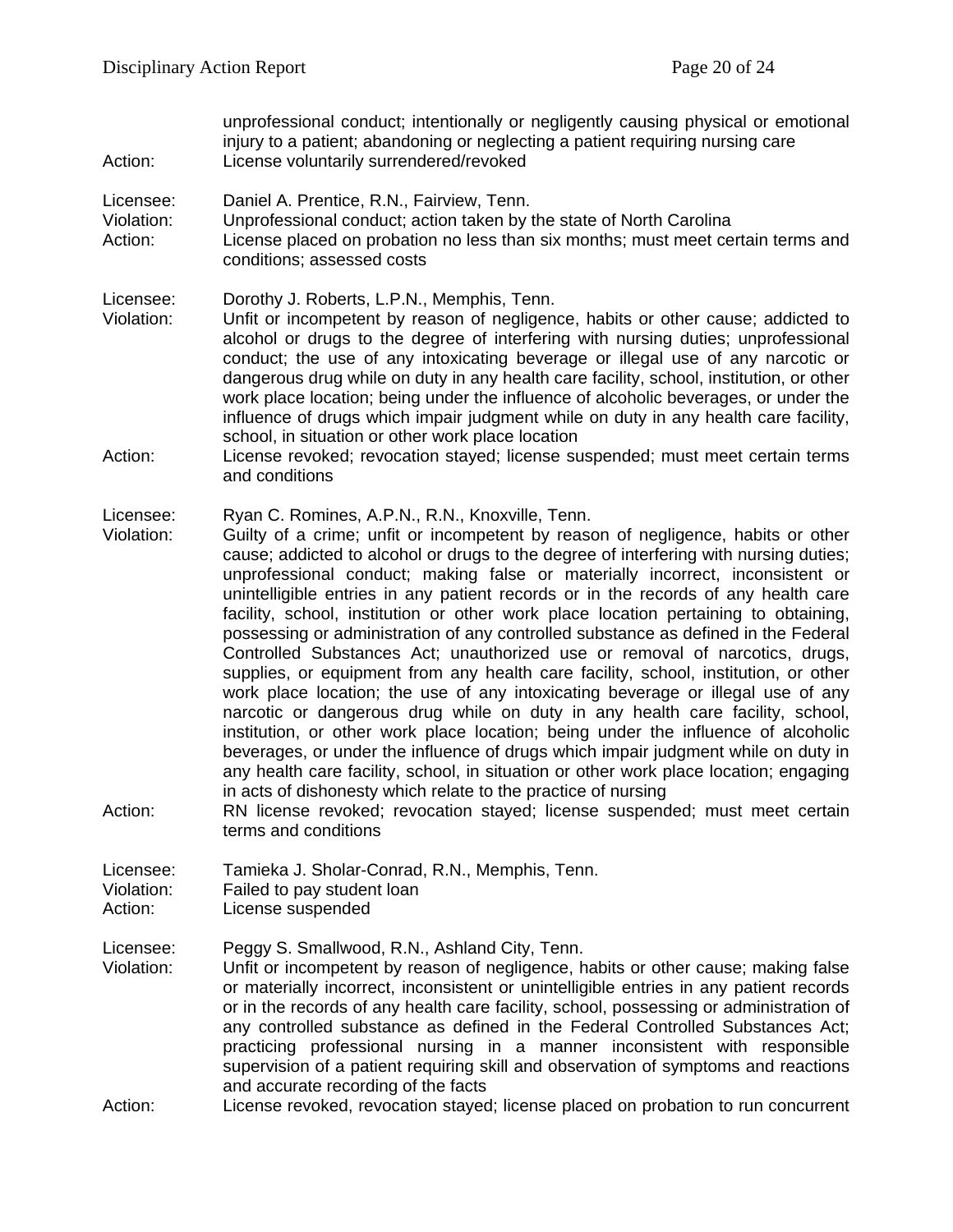unprofessional conduct; intentionally or negligently causing physical or emotional injury to a patient; abandoning or neglecting a patient requiring nursing care

Action: License voluntarily surrendered/revoked

Licensee: Daniel A. Prentice, R.N., Fairview, Tenn.

Violation: Unprofessional conduct; action taken by the state of North Carolina

Action: License placed on probation no less than six months; must meet certain terms and conditions; assessed costs

Licensee: Dorothy J. Roberts, L.P.N., Memphis, Tenn.

Violation: Unfit or incompetent by reason of negligence, habits or other cause; addicted to alcohol or drugs to the degree of interfering with nursing duties; unprofessional conduct; the use of any intoxicating beverage or illegal use of any narcotic or dangerous drug while on duty in any health care facility, school, institution, or other work place location; being under the influence of alcoholic beverages, or under the influence of drugs which impair judgment while on duty in any health care facility, school, in situation or other work place location

Action: License revoked; revocation stayed; license suspended; must meet certain terms and conditions

Licensee: Ryan C. Romines, A.P.N., R.N., Knoxville, Tenn.

Violation: Guilty of a crime; unfit or incompetent by reason of negligence, habits or other cause; addicted to alcohol or drugs to the degree of interfering with nursing duties; unprofessional conduct; making false or materially incorrect, inconsistent or unintelligible entries in any patient records or in the records of any health care facility, school, institution or other work place location pertaining to obtaining, possessing or administration of any controlled substance as defined in the Federal Controlled Substances Act; unauthorized use or removal of narcotics, drugs, supplies, or equipment from any health care facility, school, institution, or other work place location; the use of any intoxicating beverage or illegal use of any narcotic or dangerous drug while on duty in any health care facility, school, institution, or other work place location; being under the influence of alcoholic beverages, or under the influence of drugs which impair judgment while on duty in any health care facility, school, in situation or other work place location; engaging in acts of dishonesty which relate to the practice of nursing

Action: RN license revoked; revocation stayed; license suspended; must meet certain terms and conditions

Licensee: Tamieka J. Sholar-Conrad, R.N., Memphis, Tenn.

Violation: Failed to pay student loan

Action: License suspended

Licensee: Peggy S. Smallwood, R.N., Ashland City, Tenn.

Violation: Unfit or incompetent by reason of negligence, habits or other cause; making false or materially incorrect, inconsistent or unintelligible entries in any patient records or in the records of any health care facility, school, possessing or administration of any controlled substance as defined in the Federal Controlled Substances Act; practicing professional nursing in a manner inconsistent with responsible supervision of a patient requiring skill and observation of symptoms and reactions and accurate recording of the facts

Action: License revoked, revocation stayed; license placed on probation to run concurrent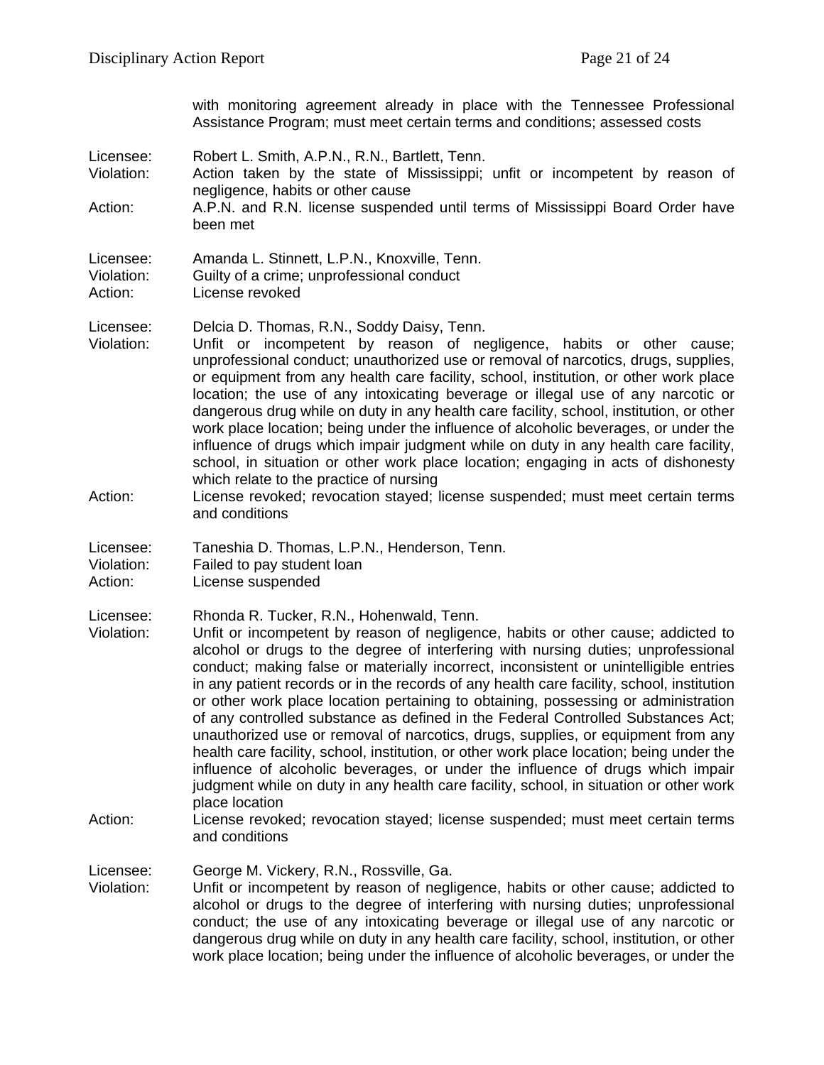with monitoring agreement already in place with the Tennessee Professional Assistance Program; must meet certain terms and conditions; assessed costs

Licensee: Robert L. Smith, A.P.N., R.N., Bartlett, Tenn.
Violation: Action taken by the state of Mississippi; unfit or incompetent by reason of negligence, habits or other cause
Action: A.P.N. and R.N. license suspended until terms of Mississippi Board Order have been met

Licensee: Amanda L. Stinnett, L.P.N., Knoxville, Tenn.
Violation: Guilty of a crime; unprofessional conduct
Action: License revoked

Licensee: Delcia D. Thomas, R.N., Soddy Daisy, Tenn.
Violation: Unfit or incompetent by reason of negligence, habits or other cause; unprofessional conduct; unauthorized use or removal of narcotics, drugs, supplies, or equipment from any health care facility, school, institution, or other work place location; the use of any intoxicating beverage or illegal use of any narcotic or dangerous drug while on duty in any health care facility, school, institution, or other work place location; being under the influence of alcoholic beverages, or under the influence of drugs which impair judgment while on duty in any health care facility, school, in situation or other work place location; engaging in acts of dishonesty which relate to the practice of nursing
Action: License revoked; revocation stayed; license suspended; must meet certain terms and conditions

Licensee: Taneshia D. Thomas, L.P.N., Henderson, Tenn.
Violation: Failed to pay student loan
Action: License suspended

Licensee: Rhonda R. Tucker, R.N., Hohenwald, Tenn.
Violation: Unfit or incompetent by reason of negligence, habits or other cause; addicted to alcohol or drugs to the degree of interfering with nursing duties; unprofessional conduct; making false or materially incorrect, inconsistent or unintelligible entries in any patient records or in the records of any health care facility, school, institution or other work place location pertaining to obtaining, possessing or administration of any controlled substance as defined in the Federal Controlled Substances Act; unauthorized use or removal of narcotics, drugs, supplies, or equipment from any health care facility, school, institution, or other work place location; being under the influence of alcoholic beverages, or under the influence of drugs which impair judgment while on duty in any health care facility, school, in situation or other work place location
Action: License revoked; revocation stayed; license suspended; must meet certain terms and conditions

Licensee: George M. Vickery, R.N., Rossville, Ga.
Violation: Unfit or incompetent by reason of negligence, habits or other cause; addicted to alcohol or drugs to the degree of interfering with nursing duties; unprofessional conduct; the use of any intoxicating beverage or illegal use of any narcotic or dangerous drug while on duty in any health care facility, school, institution, or other work place location; being under the influence of alcoholic beverages, or under the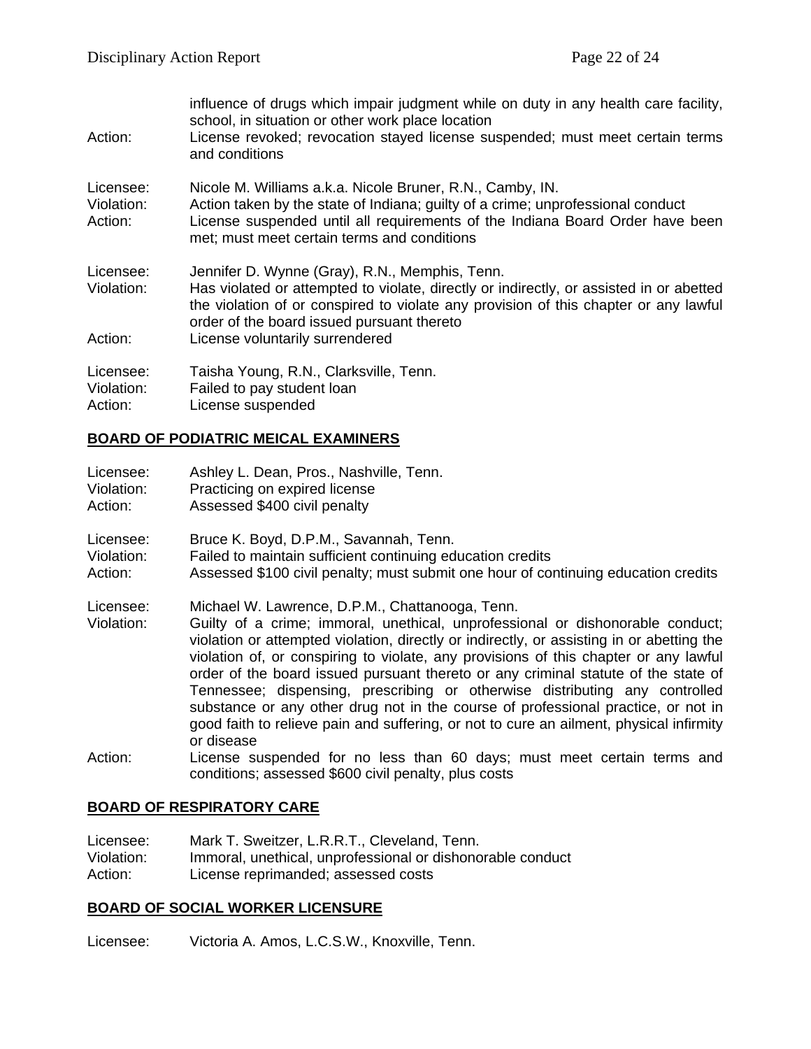influence of drugs which impair judgment while on duty in any health care facility, school, in situation or other work place location

Action: License revoked; revocation stayed license suspended; must meet certain terms and conditions

Licensee: Nicole M. Williams a.k.a. Nicole Bruner, R.N., Camby, IN.
Violation: Action taken by the state of Indiana; guilty of a crime; unprofessional conduct
Action: License suspended until all requirements of the Indiana Board Order have been met; must meet certain terms and conditions

Licensee: Jennifer D. Wynne (Gray), R.N., Memphis, Tenn.
Violation: Has violated or attempted to violate, directly or indirectly, or assisted in or abetted the violation of or conspired to violate any provision of this chapter or any lawful order of the board issued pursuant thereto
Action: License voluntarily surrendered

Licensee: Taisha Young, R.N., Clarksville, Tenn.
Violation: Failed to pay student loan
Action: License suspended

## BOARD OF PODIATRIC MEICAL EXAMINERS

Licensee: Ashley L. Dean, Pros., Nashville, Tenn.
Violation: Practicing on expired license
Action: Assessed $400 civil penalty

Licensee: Bruce K. Boyd, D.P.M., Savannah, Tenn.
Violation: Failed to maintain sufficient continuing education credits
Action: Assessed $100 civil penalty; must submit one hour of continuing education credits

Licensee: Michael W. Lawrence, D.P.M., Chattanooga, Tenn.
Violation: Guilty of a crime; immoral, unethical, unprofessional or dishonorable conduct; violation or attempted violation, directly or indirectly, or assisting in or abetting the violation of, or conspiring to violate, any provisions of this chapter or any lawful order of the board issued pursuant thereto or any criminal statute of the state of Tennessee; dispensing, prescribing or otherwise distributing any controlled substance or any other drug not in the course of professional practice, or not in good faith to relieve pain and suffering, or not to cure an ailment, physical infirmity or disease
Action: License suspended for no less than 60 days; must meet certain terms and conditions; assessed $600 civil penalty, plus costs

## BOARD OF RESPIRATORY CARE

Licensee: Mark T. Sweitzer, L.R.R.T., Cleveland, Tenn.
Violation: Immoral, unethical, unprofessional or dishonorable conduct
Action: License reprimanded; assessed costs

## BOARD OF SOCIAL WORKER LICENSURE

Licensee: Victoria A. Amos, L.C.S.W., Knoxville, Tenn.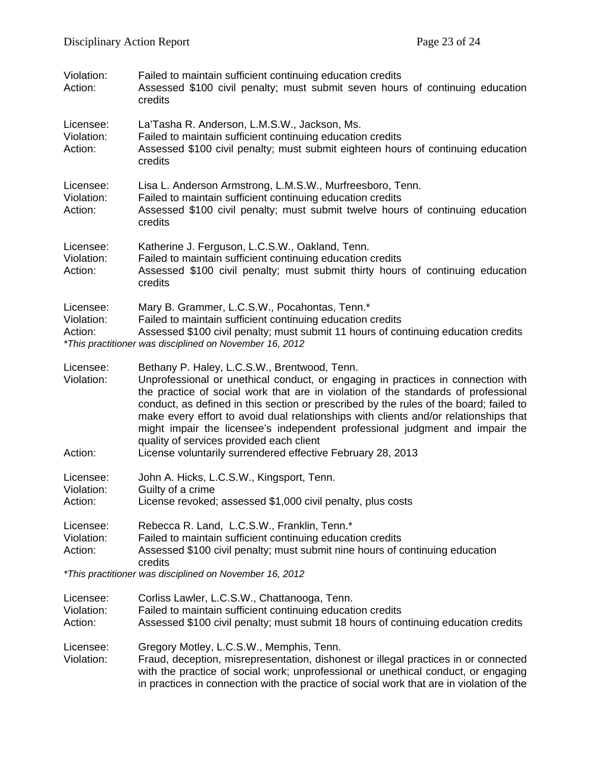Violation: Failed to maintain sufficient continuing education credits
Action: Assessed $100 civil penalty; must submit seven hours of continuing education credits

Licensee: La'Tasha R. Anderson, L.M.S.W., Jackson, Ms.
Violation: Failed to maintain sufficient continuing education credits
Action: Assessed $100 civil penalty; must submit eighteen hours of continuing education credits

Licensee: Lisa L. Anderson Armstrong, L.M.S.W., Murfreesboro, Tenn.
Violation: Failed to maintain sufficient continuing education credits
Action: Assessed $100 civil penalty; must submit twelve hours of continuing education credits

Licensee: Katherine J. Ferguson, L.C.S.W., Oakland, Tenn.
Violation: Failed to maintain sufficient continuing education credits
Action: Assessed $100 civil penalty; must submit thirty hours of continuing education credits

Licensee: Mary B. Grammer, L.C.S.W., Pocahontas, Tenn.*
Violation: Failed to maintain sufficient continuing education credits
Action: Assessed $100 civil penalty; must submit 11 hours of continuing education credits
*This practitioner was disciplined on November 16, 2012*

Licensee: Bethany P. Haley, L.C.S.W., Brentwood, Tenn.
Violation: Unprofessional or unethical conduct, or engaging in practices in connection with the practice of social work that are in violation of the standards of professional conduct, as defined in this section or prescribed by the rules of the board; failed to make every effort to avoid dual relationships with clients and/or relationships that might impair the licensee's independent professional judgment and impair the quality of services provided each client
Action: License voluntarily surrendered effective February 28, 2013

Licensee: John A. Hicks, L.C.S.W., Kingsport, Tenn.
Violation: Guilty of a crime
Action: License revoked; assessed $1,000 civil penalty, plus costs

Licensee: Rebecca R. Land, L.C.S.W., Franklin, Tenn.*
Violation: Failed to maintain sufficient continuing education credits
Action: Assessed $100 civil penalty; must submit nine hours of continuing education credits
*This practitioner was disciplined on November 16, 2012*

Licensee: Corliss Lawler, L.C.S.W., Chattanooga, Tenn.
Violation: Failed to maintain sufficient continuing education credits
Action: Assessed $100 civil penalty; must submit 18 hours of continuing education credits

Licensee: Gregory Motley, L.C.S.W., Memphis, Tenn.
Violation: Fraud, deception, misrepresentation, dishonest or illegal practices in or connected with the practice of social work; unprofessional or unethical conduct, or engaging in practices in connection with the practice of social work that are in violation of the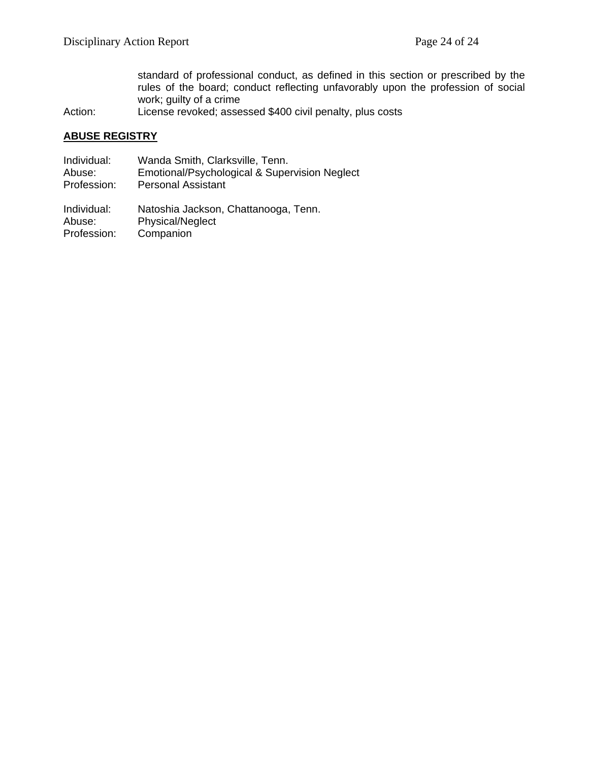standard of professional conduct, as defined in this section or prescribed by the rules of the board; conduct reflecting unfavorably upon the profession of social work; guilty of a crime

Action: License revoked; assessed $400 civil penalty, plus costs

## ABUSE REGISTRY

Individual: Wanda Smith, Clarksville, Tenn.
Abuse: Emotional/Psychological & Supervision Neglect
Profession: Personal Assistant

Individual: Natoshia Jackson, Chattanooga, Tenn.
Abuse: Physical/Neglect
Profession: Companion